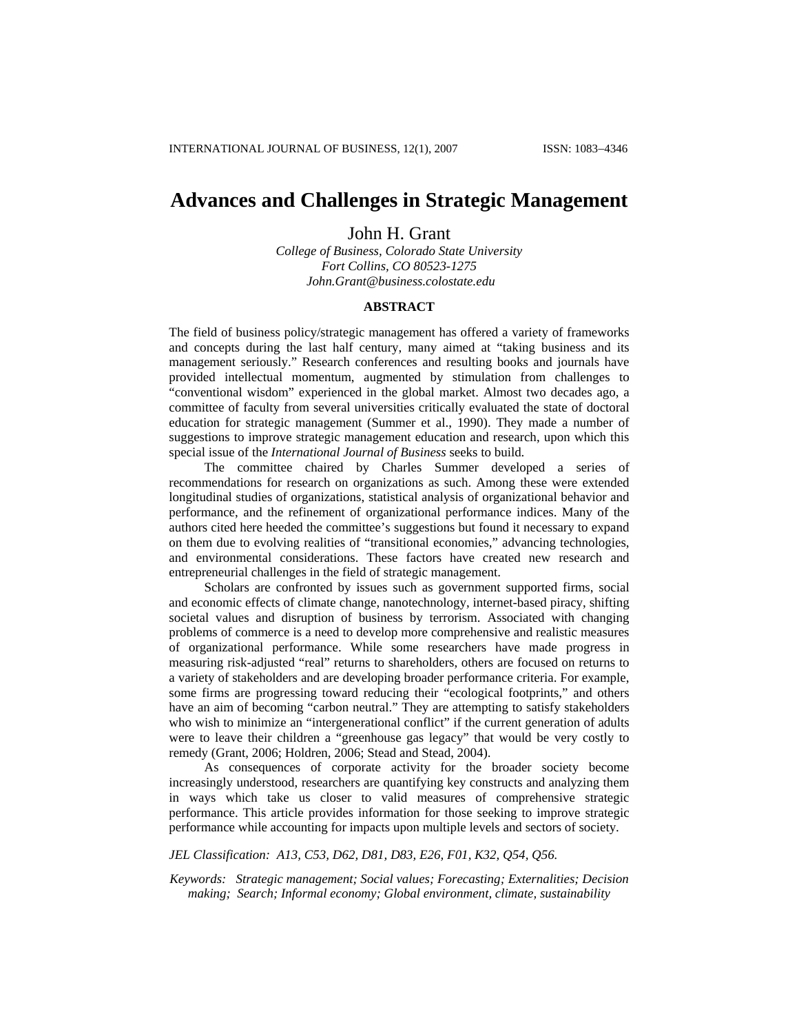# Advances and Challenges in Strategic Management

John H. Grant

*College of Business, Colorado State University*
*Fort Collins, CO 80523-1275*
*John.Grant@business.colostate.edu*

## ABSTRACT

The field of business policy/strategic management has offered a variety of frameworks and concepts during the last half century, many aimed at "taking business and its management seriously." Research conferences and resulting books and journals have provided intellectual momentum, augmented by stimulation from challenges to "conventional wisdom" experienced in the global market. Almost two decades ago, a committee of faculty from several universities critically evaluated the state of doctoral education for strategic management (Summer et al., 1990). They made a number of suggestions to improve strategic management education and research, upon which this special issue of the *International Journal of Business* seeks to build.

The committee chaired by Charles Summer developed a series of recommendations for research on organizations as such. Among these were extended longitudinal studies of organizations, statistical analysis of organizational behavior and performance, and the refinement of organizational performance indices. Many of the authors cited here heeded the committee's suggestions but found it necessary to expand on them due to evolving realities of "transitional economies," advancing technologies, and environmental considerations. These factors have created new research and entrepreneurial challenges in the field of strategic management.

Scholars are confronted by issues such as government supported firms, social and economic effects of climate change, nanotechnology, internet-based piracy, shifting societal values and disruption of business by terrorism. Associated with changing problems of commerce is a need to develop more comprehensive and realistic measures of organizational performance. While some researchers have made progress in measuring risk-adjusted "real" returns to shareholders, others are focused on returns to a variety of stakeholders and are developing broader performance criteria. For example, some firms are progressing toward reducing their "ecological footprints," and others have an aim of becoming "carbon neutral." They are attempting to satisfy stakeholders who wish to minimize an "intergenerational conflict" if the current generation of adults were to leave their children a "greenhouse gas legacy" that would be very costly to remedy (Grant, 2006; Holdren, 2006; Stead and Stead, 2004).

As consequences of corporate activity for the broader society become increasingly understood, researchers are quantifying key constructs and analyzing them in ways which take us closer to valid measures of comprehensive strategic performance. This article provides information for those seeking to improve strategic performance while accounting for impacts upon multiple levels and sectors of society.

*JEL Classification: A13, C53, D62, D81, D83, E26, F01, K32, Q54, Q56.*

*Keywords: Strategic management; Social values; Forecasting; Externalities; Decision making; Search; Informal economy; Global environment, climate, sustainability*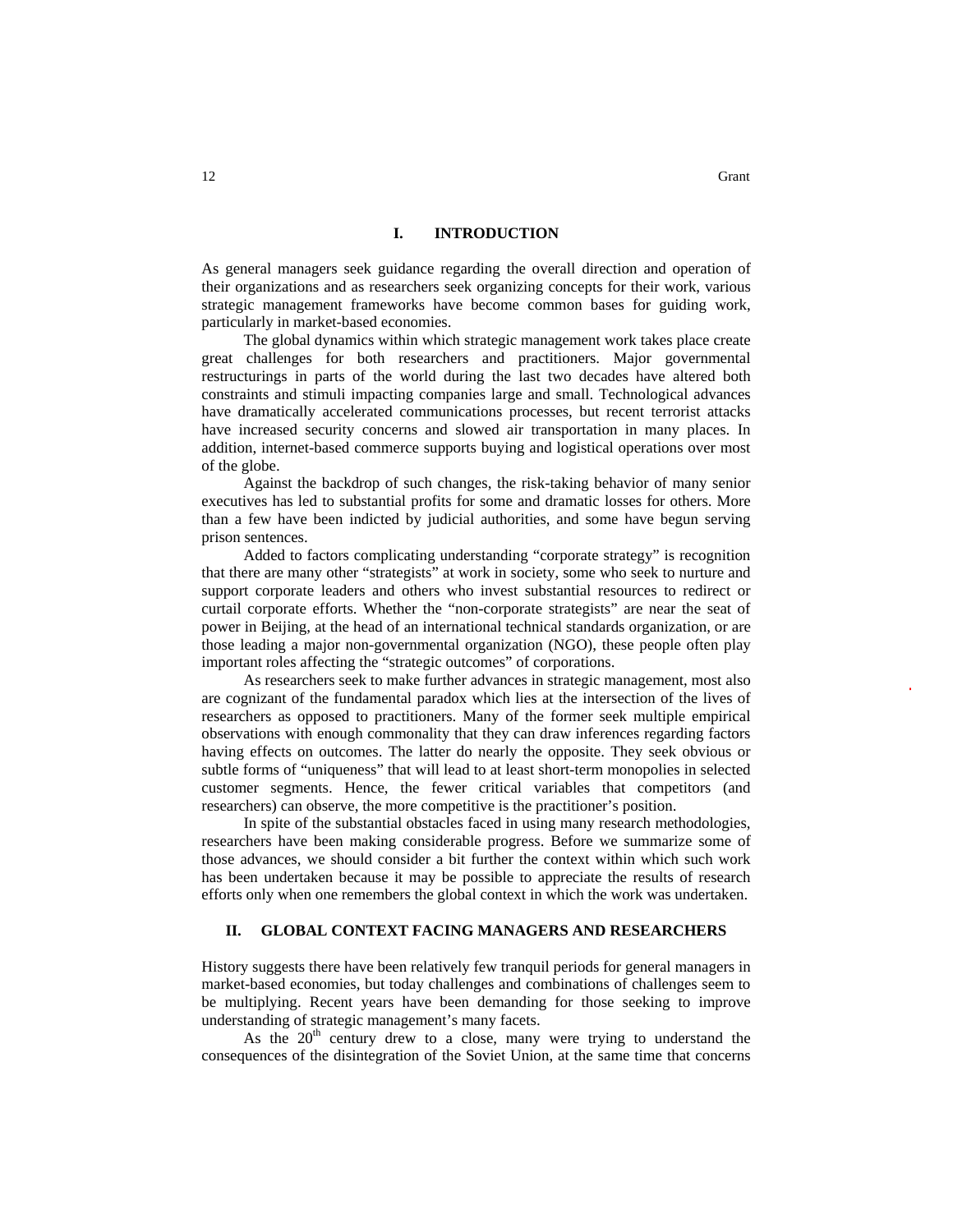## I. INTRODUCTION

As general managers seek guidance regarding the overall direction and operation of their organizations and as researchers seek organizing concepts for their work, various strategic management frameworks have become common bases for guiding work, particularly in market-based economies.

The global dynamics within which strategic management work takes place create great challenges for both researchers and practitioners. Major governmental restructurings in parts of the world during the last two decades have altered both constraints and stimuli impacting companies large and small. Technological advances have dramatically accelerated communications processes, but recent terrorist attacks have increased security concerns and slowed air transportation in many places. In addition, internet-based commerce supports buying and logistical operations over most of the globe.

Against the backdrop of such changes, the risk-taking behavior of many senior executives has led to substantial profits for some and dramatic losses for others. More than a few have been indicted by judicial authorities, and some have begun serving prison sentences.

Added to factors complicating understanding "corporate strategy" is recognition that there are many other "strategists" at work in society, some who seek to nurture and support corporate leaders and others who invest substantial resources to redirect or curtail corporate efforts. Whether the "non-corporate strategists" are near the seat of power in Beijing, at the head of an international technical standards organization, or are those leading a major non-governmental organization (NGO), these people often play important roles affecting the "strategic outcomes" of corporations.

As researchers seek to make further advances in strategic management, most also are cognizant of the fundamental paradox which lies at the intersection of the lives of researchers as opposed to practitioners. Many of the former seek multiple empirical observations with enough commonality that they can draw inferences regarding factors having effects on outcomes. The latter do nearly the opposite. They seek obvious or subtle forms of "uniqueness" that will lead to at least short-term monopolies in selected customer segments. Hence, the fewer critical variables that competitors (and researchers) can observe, the more competitive is the practitioner's position.

In spite of the substantial obstacles faced in using many research methodologies, researchers have been making considerable progress. Before we summarize some of those advances, we should consider a bit further the context within which such work has been undertaken because it may be possible to appreciate the results of research efforts only when one remembers the global context in which the work was undertaken.

## II. GLOBAL CONTEXT FACING MANAGERS AND RESEARCHERS

History suggests there have been relatively few tranquil periods for general managers in market-based economies, but today challenges and combinations of challenges seem to be multiplying. Recent years have been demanding for those seeking to improve understanding of strategic management's many facets.

As the 20th century drew to a close, many were trying to understand the consequences of the disintegration of the Soviet Union, at the same time that concerns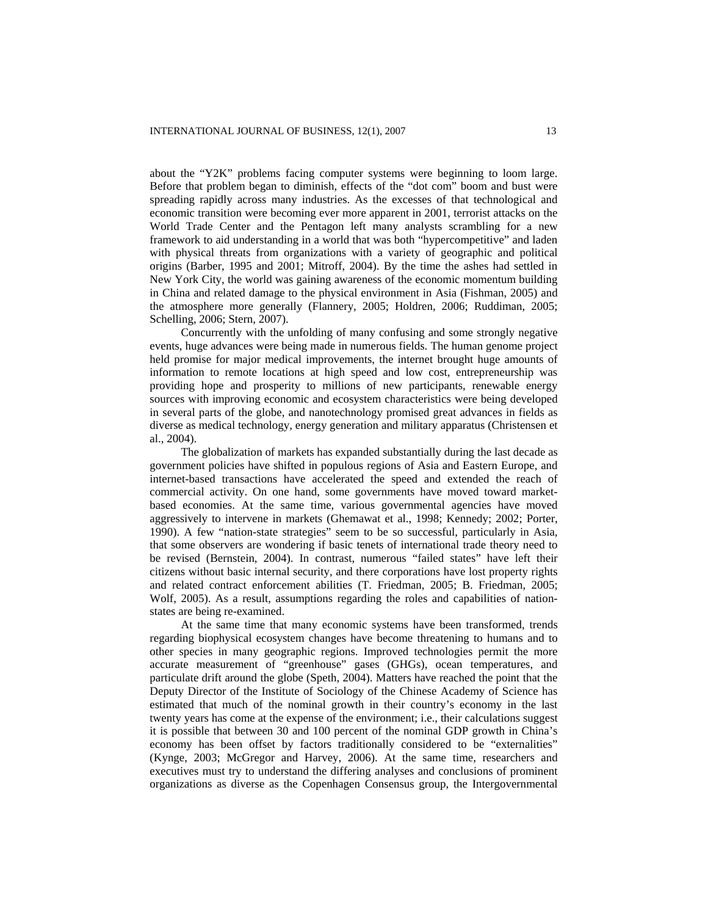about the "Y2K" problems facing computer systems were beginning to loom large. Before that problem began to diminish, effects of the "dot com" boom and bust were spreading rapidly across many industries. As the excesses of that technological and economic transition were becoming ever more apparent in 2001, terrorist attacks on the World Trade Center and the Pentagon left many analysts scrambling for a new framework to aid understanding in a world that was both "hypercompetitive" and laden with physical threats from organizations with a variety of geographic and political origins (Barber, 1995 and 2001; Mitroff, 2004). By the time the ashes had settled in New York City, the world was gaining awareness of the economic momentum building in China and related damage to the physical environment in Asia (Fishman, 2005) and the atmosphere more generally (Flannery, 2005; Holdren, 2006; Ruddiman, 2005; Schelling, 2006; Stern, 2007).

Concurrently with the unfolding of many confusing and some strongly negative events, huge advances were being made in numerous fields. The human genome project held promise for major medical improvements, the internet brought huge amounts of information to remote locations at high speed and low cost, entrepreneurship was providing hope and prosperity to millions of new participants, renewable energy sources with improving economic and ecosystem characteristics were being developed in several parts of the globe, and nanotechnology promised great advances in fields as diverse as medical technology, energy generation and military apparatus (Christensen et al., 2004).

The globalization of markets has expanded substantially during the last decade as government policies have shifted in populous regions of Asia and Eastern Europe, and internet-based transactions have accelerated the speed and extended the reach of commercial activity. On one hand, some governments have moved toward market-based economies. At the same time, various governmental agencies have moved aggressively to intervene in markets (Ghemawat et al., 1998; Kennedy; 2002; Porter, 1990). A few "nation-state strategies" seem to be so successful, particularly in Asia, that some observers are wondering if basic tenets of international trade theory need to be revised (Bernstein, 2004). In contrast, numerous "failed states" have left their citizens without basic internal security, and there corporations have lost property rights and related contract enforcement abilities (T. Friedman, 2005; B. Friedman, 2005; Wolf, 2005). As a result, assumptions regarding the roles and capabilities of nation-states are being re-examined.

At the same time that many economic systems have been transformed, trends regarding biophysical ecosystem changes have become threatening to humans and to other species in many geographic regions. Improved technologies permit the more accurate measurement of "greenhouse" gases (GHGs), ocean temperatures, and particulate drift around the globe (Speth, 2004). Matters have reached the point that the Deputy Director of the Institute of Sociology of the Chinese Academy of Science has estimated that much of the nominal growth in their country's economy in the last twenty years has come at the expense of the environment; i.e., their calculations suggest it is possible that between 30 and 100 percent of the nominal GDP growth in China's economy has been offset by factors traditionally considered to be "externalities" (Kynge, 2003; McGregor and Harvey, 2006). At the same time, researchers and executives must try to understand the differing analyses and conclusions of prominent organizations as diverse as the Copenhagen Consensus group, the Intergovernmental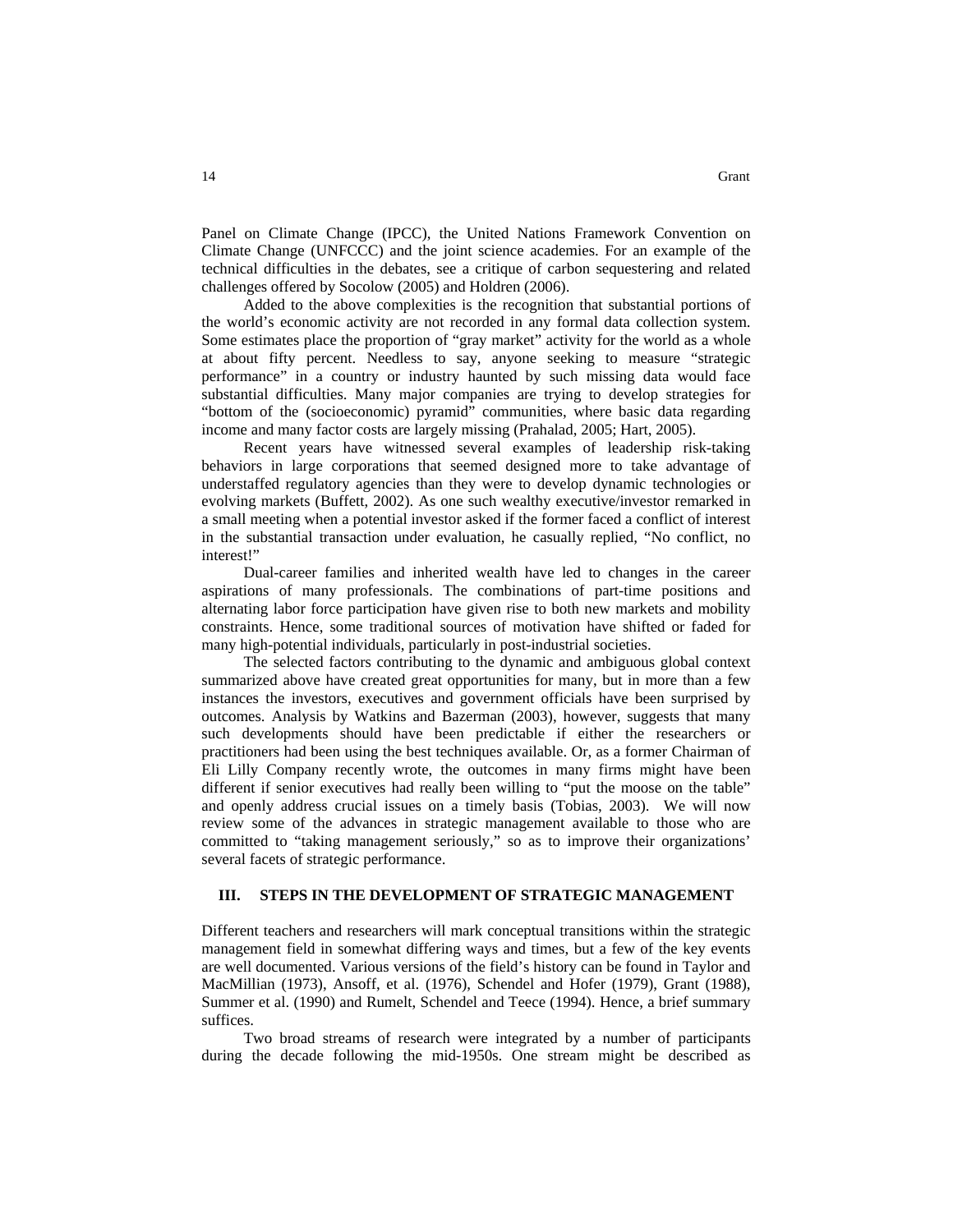Panel on Climate Change (IPCC), the United Nations Framework Convention on Climate Change (UNFCCC) and the joint science academies. For an example of the technical difficulties in the debates, see a critique of carbon sequestering and related challenges offered by Socolow (2005) and Holdren (2006).

Added to the above complexities is the recognition that substantial portions of the world's economic activity are not recorded in any formal data collection system. Some estimates place the proportion of "gray market" activity for the world as a whole at about fifty percent. Needless to say, anyone seeking to measure "strategic performance" in a country or industry haunted by such missing data would face substantial difficulties. Many major companies are trying to develop strategies for "bottom of the (socioeconomic) pyramid" communities, where basic data regarding income and many factor costs are largely missing (Prahalad, 2005; Hart, 2005).

Recent years have witnessed several examples of leadership risk-taking behaviors in large corporations that seemed designed more to take advantage of understaffed regulatory agencies than they were to develop dynamic technologies or evolving markets (Buffett, 2002). As one such wealthy executive/investor remarked in a small meeting when a potential investor asked if the former faced a conflict of interest in the substantial transaction under evaluation, he casually replied, "No conflict, no interest!"

Dual-career families and inherited wealth have led to changes in the career aspirations of many professionals. The combinations of part-time positions and alternating labor force participation have given rise to both new markets and mobility constraints. Hence, some traditional sources of motivation have shifted or faded for many high-potential individuals, particularly in post-industrial societies.

The selected factors contributing to the dynamic and ambiguous global context summarized above have created great opportunities for many, but in more than a few instances the investors, executives and government officials have been surprised by outcomes. Analysis by Watkins and Bazerman (2003), however, suggests that many such developments should have been predictable if either the researchers or practitioners had been using the best techniques available. Or, as a former Chairman of Eli Lilly Company recently wrote, the outcomes in many firms might have been different if senior executives had really been willing to "put the moose on the table" and openly address crucial issues on a timely basis (Tobias, 2003). We will now review some of the advances in strategic management available to those who are committed to "taking management seriously," so as to improve their organizations' several facets of strategic performance.

## III. STEPS IN THE DEVELOPMENT OF STRATEGIC MANAGEMENT

Different teachers and researchers will mark conceptual transitions within the strategic management field in somewhat differing ways and times, but a few of the key events are well documented. Various versions of the field's history can be found in Taylor and MacMillian (1973), Ansoff, et al. (1976), Schendel and Hofer (1979), Grant (1988), Summer et al. (1990) and Rumelt, Schendel and Teece (1994). Hence, a brief summary suffices.

Two broad streams of research were integrated by a number of participants during the decade following the mid-1950s. One stream might be described as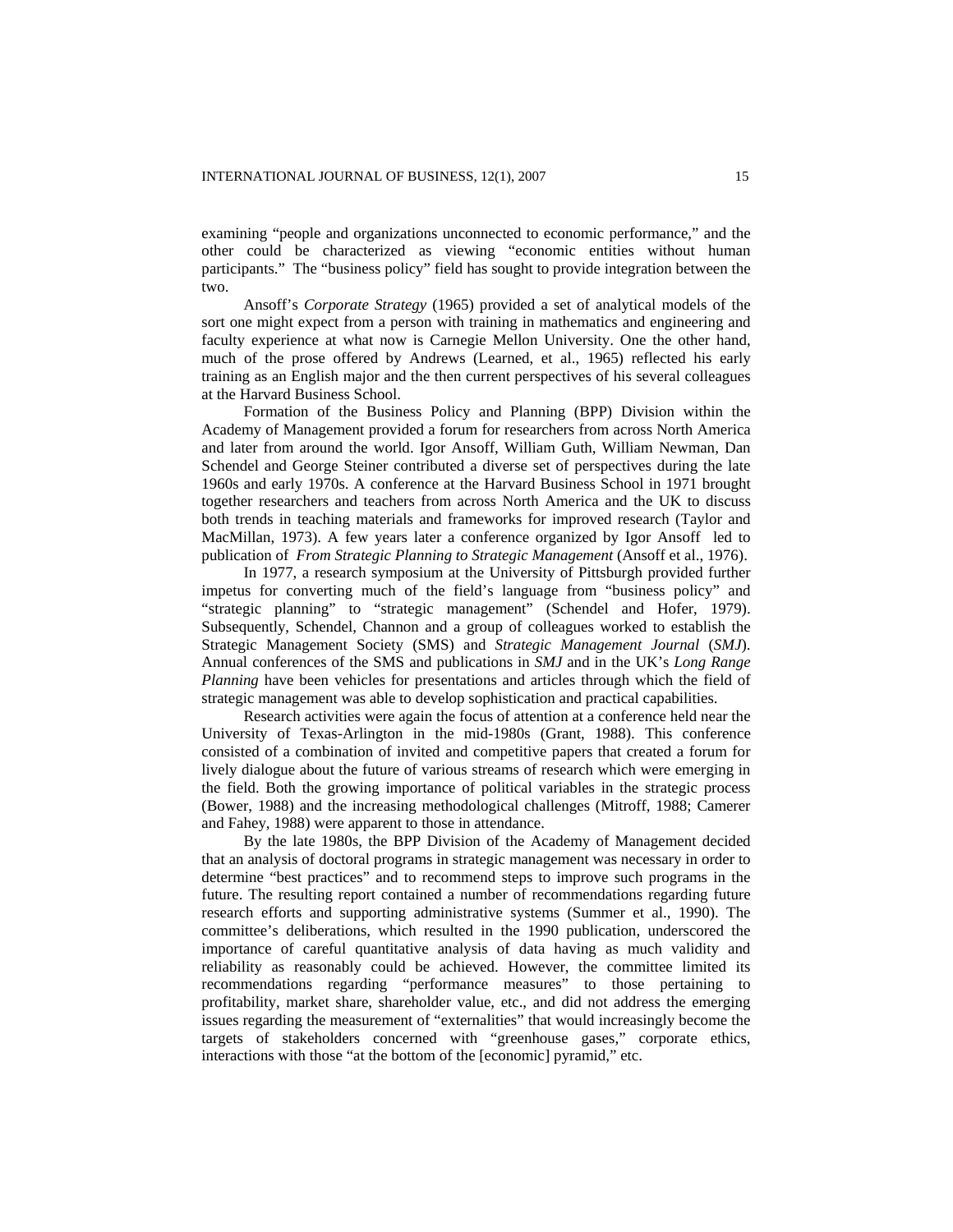examining "people and organizations unconnected to economic performance," and the other could be characterized as viewing "economic entities without human participants." The "business policy" field has sought to provide integration between the two.

Ansoff's *Corporate Strategy* (1965) provided a set of analytical models of the sort one might expect from a person with training in mathematics and engineering and faculty experience at what now is Carnegie Mellon University. One the other hand, much of the prose offered by Andrews (Learned, et al., 1965) reflected his early training as an English major and the then current perspectives of his several colleagues at the Harvard Business School.

Formation of the Business Policy and Planning (BPP) Division within the Academy of Management provided a forum for researchers from across North America and later from around the world. Igor Ansoff, William Guth, William Newman, Dan Schendel and George Steiner contributed a diverse set of perspectives during the late 1960s and early 1970s. A conference at the Harvard Business School in 1971 brought together researchers and teachers from across North America and the UK to discuss both trends in teaching materials and frameworks for improved research (Taylor and MacMillan, 1973). A few years later a conference organized by Igor Ansoff led to publication of *From Strategic Planning to Strategic Management* (Ansoff et al., 1976).

In 1977, a research symposium at the University of Pittsburgh provided further impetus for converting much of the field's language from "business policy" and "strategic planning" to "strategic management" (Schendel and Hofer, 1979). Subsequently, Schendel, Channon and a group of colleagues worked to establish the Strategic Management Society (SMS) and *Strategic Management Journal* (*SMJ*). Annual conferences of the SMS and publications in *SMJ* and in the UK's *Long Range Planning* have been vehicles for presentations and articles through which the field of strategic management was able to develop sophistication and practical capabilities.

Research activities were again the focus of attention at a conference held near the University of Texas-Arlington in the mid-1980s (Grant, 1988). This conference consisted of a combination of invited and competitive papers that created a forum for lively dialogue about the future of various streams of research which were emerging in the field. Both the growing importance of political variables in the strategic process (Bower, 1988) and the increasing methodological challenges (Mitroff, 1988; Camerer and Fahey, 1988) were apparent to those in attendance.

By the late 1980s, the BPP Division of the Academy of Management decided that an analysis of doctoral programs in strategic management was necessary in order to determine "best practices" and to recommend steps to improve such programs in the future. The resulting report contained a number of recommendations regarding future research efforts and supporting administrative systems (Summer et al., 1990). The committee's deliberations, which resulted in the 1990 publication, underscored the importance of careful quantitative analysis of data having as much validity and reliability as reasonably could be achieved. However, the committee limited its recommendations regarding "performance measures" to those pertaining to profitability, market share, shareholder value, etc., and did not address the emerging issues regarding the measurement of "externalities" that would increasingly become the targets of stakeholders concerned with "greenhouse gases," corporate ethics, interactions with those "at the bottom of the [economic] pyramid," etc.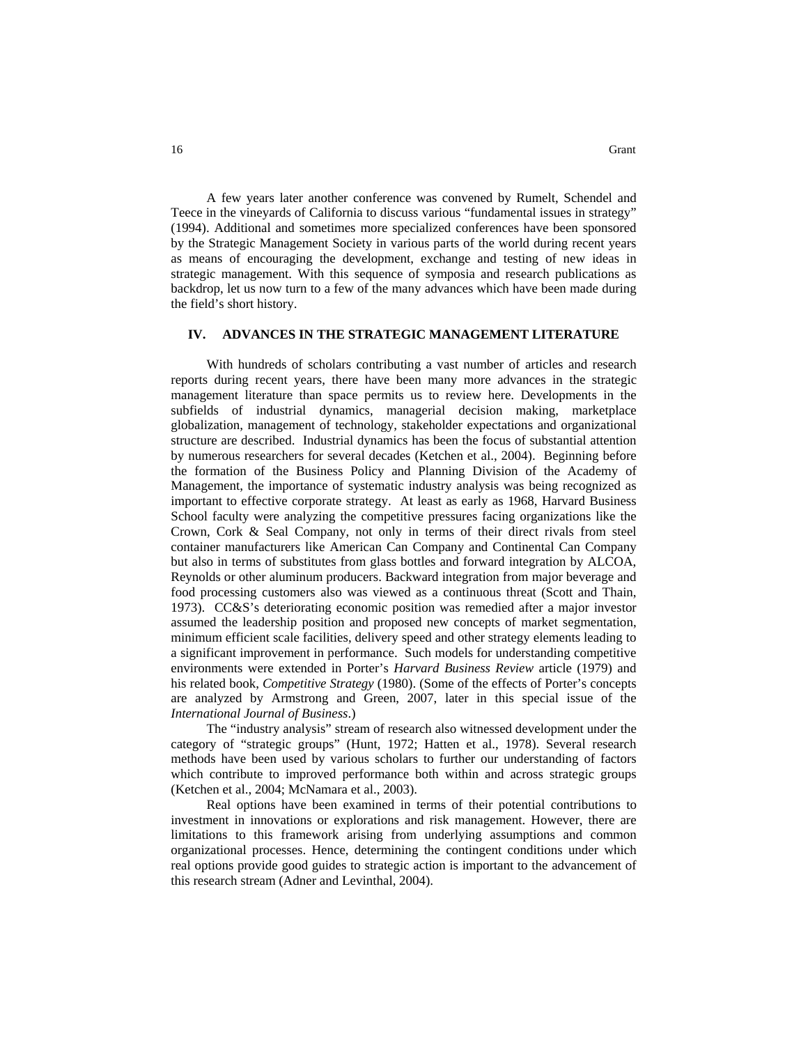A few years later another conference was convened by Rumelt, Schendel and Teece in the vineyards of California to discuss various "fundamental issues in strategy" (1994). Additional and sometimes more specialized conferences have been sponsored by the Strategic Management Society in various parts of the world during recent years as means of encouraging the development, exchange and testing of new ideas in strategic management. With this sequence of symposia and research publications as backdrop, let us now turn to a few of the many advances which have been made during the field's short history.

## IV. ADVANCES IN THE STRATEGIC MANAGEMENT LITERATURE

With hundreds of scholars contributing a vast number of articles and research reports during recent years, there have been many more advances in the strategic management literature than space permits us to review here. Developments in the subfields of industrial dynamics, managerial decision making, marketplace globalization, management of technology, stakeholder expectations and organizational structure are described. Industrial dynamics has been the focus of substantial attention by numerous researchers for several decades (Ketchen et al., 2004). Beginning before the formation of the Business Policy and Planning Division of the Academy of Management, the importance of systematic industry analysis was being recognized as important to effective corporate strategy. At least as early as 1968, Harvard Business School faculty were analyzing the competitive pressures facing organizations like the Crown, Cork & Seal Company, not only in terms of their direct rivals from steel container manufacturers like American Can Company and Continental Can Company but also in terms of substitutes from glass bottles and forward integration by ALCOA, Reynolds or other aluminum producers. Backward integration from major beverage and food processing customers also was viewed as a continuous threat (Scott and Thain, 1973). CC&S's deteriorating economic position was remedied after a major investor assumed the leadership position and proposed new concepts of market segmentation, minimum efficient scale facilities, delivery speed and other strategy elements leading to a significant improvement in performance. Such models for understanding competitive environments were extended in Porter's *Harvard Business Review* article (1979) and his related book, *Competitive Strategy* (1980). (Some of the effects of Porter's concepts are analyzed by Armstrong and Green, 2007, later in this special issue of the *International Journal of Business*.)

The "industry analysis" stream of research also witnessed development under the category of "strategic groups" (Hunt, 1972; Hatten et al., 1978). Several research methods have been used by various scholars to further our understanding of factors which contribute to improved performance both within and across strategic groups (Ketchen et al., 2004; McNamara et al., 2003).

Real options have been examined in terms of their potential contributions to investment in innovations or explorations and risk management. However, there are limitations to this framework arising from underlying assumptions and common organizational processes. Hence, determining the contingent conditions under which real options provide good guides to strategic action is important to the advancement of this research stream (Adner and Levinthal, 2004).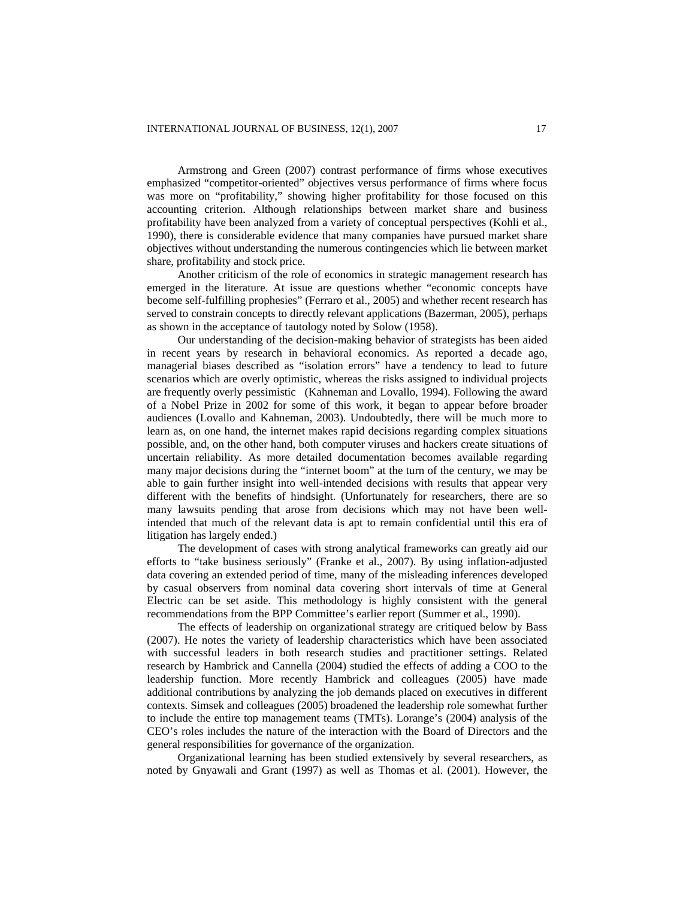Armstrong and Green (2007) contrast performance of firms whose executives emphasized "competitor-oriented" objectives versus performance of firms where focus was more on "profitability," showing higher profitability for those focused on this accounting criterion. Although relationships between market share and business profitability have been analyzed from a variety of conceptual perspectives (Kohli et al., 1990), there is considerable evidence that many companies have pursued market share objectives without understanding the numerous contingencies which lie between market share, profitability and stock price.

Another criticism of the role of economics in strategic management research has emerged in the literature. At issue are questions whether "economic concepts have become self-fulfilling prophesies" (Ferraro et al., 2005) and whether recent research has served to constrain concepts to directly relevant applications (Bazerman, 2005), perhaps as shown in the acceptance of tautology noted by Solow (1958).

Our understanding of the decision-making behavior of strategists has been aided in recent years by research in behavioral economics. As reported a decade ago, managerial biases described as "isolation errors" have a tendency to lead to future scenarios which are overly optimistic, whereas the risks assigned to individual projects are frequently overly pessimistic (Kahneman and Lovallo, 1994). Following the award of a Nobel Prize in 2002 for some of this work, it began to appear before broader audiences (Lovallo and Kahneman, 2003). Undoubtedly, there will be much more to learn as, on one hand, the internet makes rapid decisions regarding complex situations possible, and, on the other hand, both computer viruses and hackers create situations of uncertain reliability. As more detailed documentation becomes available regarding many major decisions during the "internet boom" at the turn of the century, we may be able to gain further insight into well-intended decisions with results that appear very different with the benefits of hindsight. (Unfortunately for researchers, there are so many lawsuits pending that arose from decisions which may not have been well-intended that much of the relevant data is apt to remain confidential until this era of litigation has largely ended.)

The development of cases with strong analytical frameworks can greatly aid our efforts to "take business seriously" (Franke et al., 2007). By using inflation-adjusted data covering an extended period of time, many of the misleading inferences developed by casual observers from nominal data covering short intervals of time at General Electric can be set aside. This methodology is highly consistent with the general recommendations from the BPP Committee's earlier report (Summer et al., 1990).

The effects of leadership on organizational strategy are critiqued below by Bass (2007). He notes the variety of leadership characteristics which have been associated with successful leaders in both research studies and practitioner settings. Related research by Hambrick and Cannella (2004) studied the effects of adding a COO to the leadership function. More recently Hambrick and colleagues (2005) have made additional contributions by analyzing the job demands placed on executives in different contexts. Simsek and colleagues (2005) broadened the leadership role somewhat further to include the entire top management teams (TMTs). Lorange's (2004) analysis of the CEO's roles includes the nature of the interaction with the Board of Directors and the general responsibilities for governance of the organization.

Organizational learning has been studied extensively by several researchers, as noted by Gnyawali and Grant (1997) as well as Thomas et al. (2001). However, the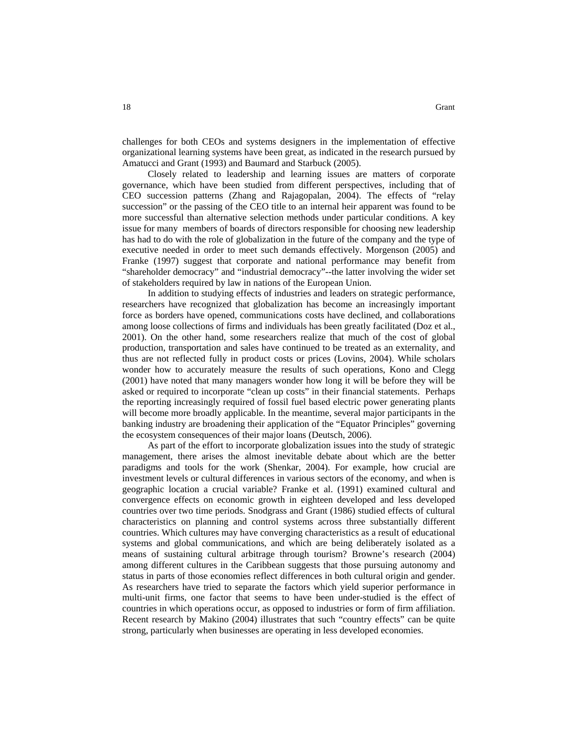challenges for both CEOs and systems designers in the implementation of effective organizational learning systems have been great, as indicated in the research pursued by Amatucci and Grant (1993) and Baumard and Starbuck (2005).

Closely related to leadership and learning issues are matters of corporate governance, which have been studied from different perspectives, including that of CEO succession patterns (Zhang and Rajagopalan, 2004). The effects of "relay succession" or the passing of the CEO title to an internal heir apparent was found to be more successful than alternative selection methods under particular conditions. A key issue for many members of boards of directors responsible for choosing new leadership has had to do with the role of globalization in the future of the company and the type of executive needed in order to meet such demands effectively. Morgenson (2005) and Franke (1997) suggest that corporate and national performance may benefit from "shareholder democracy" and "industrial democracy"--the latter involving the wider set of stakeholders required by law in nations of the European Union.

In addition to studying effects of industries and leaders on strategic performance, researchers have recognized that globalization has become an increasingly important force as borders have opened, communications costs have declined, and collaborations among loose collections of firms and individuals has been greatly facilitated (Doz et al., 2001). On the other hand, some researchers realize that much of the cost of global production, transportation and sales have continued to be treated as an externality, and thus are not reflected fully in product costs or prices (Lovins, 2004). While scholars wonder how to accurately measure the results of such operations, Kono and Clegg (2001) have noted that many managers wonder how long it will be before they will be asked or required to incorporate "clean up costs" in their financial statements. Perhaps the reporting increasingly required of fossil fuel based electric power generating plants will become more broadly applicable. In the meantime, several major participants in the banking industry are broadening their application of the "Equator Principles" governing the ecosystem consequences of their major loans (Deutsch, 2006).

As part of the effort to incorporate globalization issues into the study of strategic management, there arises the almost inevitable debate about which are the better paradigms and tools for the work (Shenkar, 2004). For example, how crucial are investment levels or cultural differences in various sectors of the economy, and when is geographic location a crucial variable? Franke et al. (1991) examined cultural and convergence effects on economic growth in eighteen developed and less developed countries over two time periods. Snodgrass and Grant (1986) studied effects of cultural characteristics on planning and control systems across three substantially different countries. Which cultures may have converging characteristics as a result of educational systems and global communications, and which are being deliberately isolated as a means of sustaining cultural arbitrage through tourism? Browne's research (2004) among different cultures in the Caribbean suggests that those pursuing autonomy and status in parts of those economies reflect differences in both cultural origin and gender. As researchers have tried to separate the factors which yield superior performance in multi-unit firms, one factor that seems to have been under-studied is the effect of countries in which operations occur, as opposed to industries or form of firm affiliation. Recent research by Makino (2004) illustrates that such "country effects" can be quite strong, particularly when businesses are operating in less developed economies.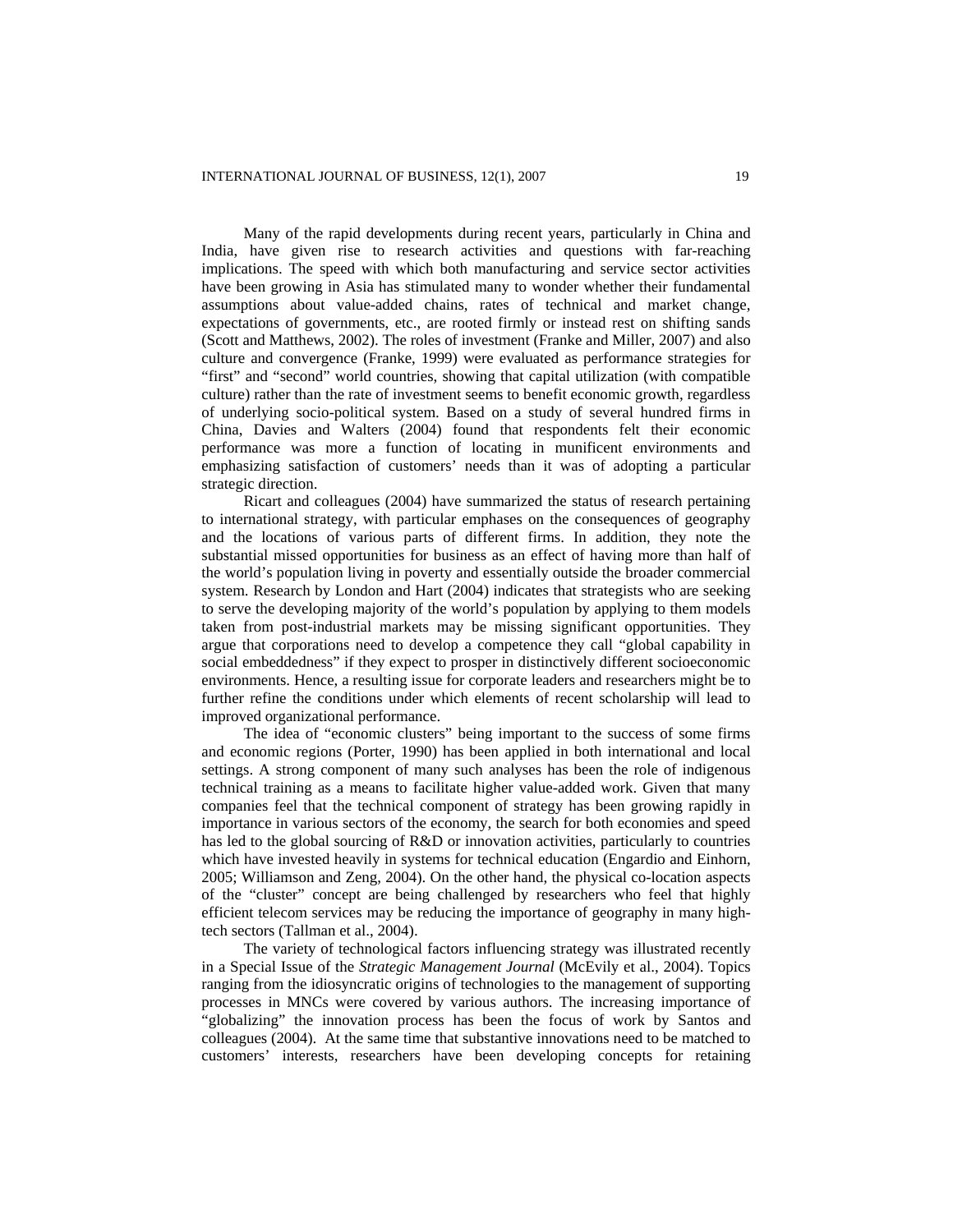Many of the rapid developments during recent years, particularly in China and India, have given rise to research activities and questions with far-reaching implications. The speed with which both manufacturing and service sector activities have been growing in Asia has stimulated many to wonder whether their fundamental assumptions about value-added chains, rates of technical and market change, expectations of governments, etc., are rooted firmly or instead rest on shifting sands (Scott and Matthews, 2002). The roles of investment (Franke and Miller, 2007) and also culture and convergence (Franke, 1999) were evaluated as performance strategies for "first" and "second" world countries, showing that capital utilization (with compatible culture) rather than the rate of investment seems to benefit economic growth, regardless of underlying socio-political system. Based on a study of several hundred firms in China, Davies and Walters (2004) found that respondents felt their economic performance was more a function of locating in munificent environments and emphasizing satisfaction of customers' needs than it was of adopting a particular strategic direction.

Ricart and colleagues (2004) have summarized the status of research pertaining to international strategy, with particular emphases on the consequences of geography and the locations of various parts of different firms. In addition, they note the substantial missed opportunities for business as an effect of having more than half of the world's population living in poverty and essentially outside the broader commercial system. Research by London and Hart (2004) indicates that strategists who are seeking to serve the developing majority of the world's population by applying to them models taken from post-industrial markets may be missing significant opportunities. They argue that corporations need to develop a competence they call "global capability in social embeddedness" if they expect to prosper in distinctively different socioeconomic environments. Hence, a resulting issue for corporate leaders and researchers might be to further refine the conditions under which elements of recent scholarship will lead to improved organizational performance.

The idea of "economic clusters" being important to the success of some firms and economic regions (Porter, 1990) has been applied in both international and local settings. A strong component of many such analyses has been the role of indigenous technical training as a means to facilitate higher value-added work. Given that many companies feel that the technical component of strategy has been growing rapidly in importance in various sectors of the economy, the search for both economies and speed has led to the global sourcing of R&D or innovation activities, particularly to countries which have invested heavily in systems for technical education (Engardio and Einhorn, 2005; Williamson and Zeng, 2004). On the other hand, the physical co-location aspects of the "cluster" concept are being challenged by researchers who feel that highly efficient telecom services may be reducing the importance of geography in many high-tech sectors (Tallman et al., 2004).

The variety of technological factors influencing strategy was illustrated recently in a Special Issue of the *Strategic Management Journal* (McEvily et al., 2004). Topics ranging from the idiosyncratic origins of technologies to the management of supporting processes in MNCs were covered by various authors. The increasing importance of "globalizing" the innovation process has been the focus of work by Santos and colleagues (2004). At the same time that substantive innovations need to be matched to customers' interests, researchers have been developing concepts for retaining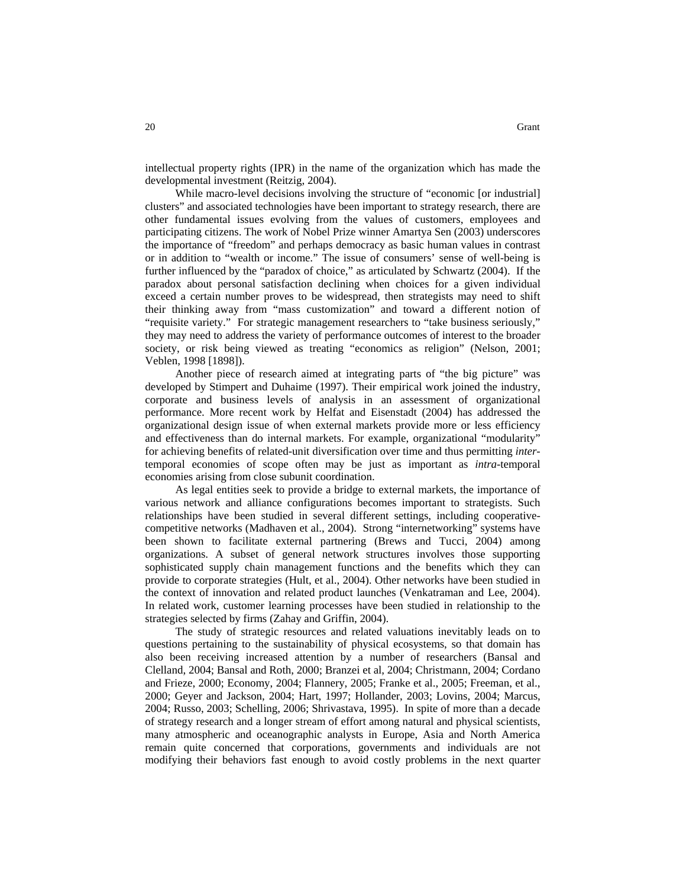intellectual property rights (IPR) in the name of the organization which has made the developmental investment (Reitzig, 2004).

While macro-level decisions involving the structure of "economic [or industrial] clusters" and associated technologies have been important to strategy research, there are other fundamental issues evolving from the values of customers, employees and participating citizens. The work of Nobel Prize winner Amartya Sen (2003) underscores the importance of "freedom" and perhaps democracy as basic human values in contrast or in addition to "wealth or income." The issue of consumers' sense of well-being is further influenced by the "paradox of choice," as articulated by Schwartz (2004). If the paradox about personal satisfaction declining when choices for a given individual exceed a certain number proves to be widespread, then strategists may need to shift their thinking away from "mass customization" and toward a different notion of "requisite variety." For strategic management researchers to "take business seriously," they may need to address the variety of performance outcomes of interest to the broader society, or risk being viewed as treating "economics as religion" (Nelson, 2001; Veblen, 1998 [1898]).

Another piece of research aimed at integrating parts of "the big picture" was developed by Stimpert and Duhaime (1997). Their empirical work joined the industry, corporate and business levels of analysis in an assessment of organizational performance. More recent work by Helfat and Eisenstadt (2004) has addressed the organizational design issue of when external markets provide more or less efficiency and effectiveness than do internal markets. For example, organizational "modularity" for achieving benefits of related-unit diversification over time and thus permitting *inter*-temporal economies of scope often may be just as important as *intra*-temporal economies arising from close subunit coordination.

As legal entities seek to provide a bridge to external markets, the importance of various network and alliance configurations becomes important to strategists. Such relationships have been studied in several different settings, including cooperative-competitive networks (Madhaven et al., 2004). Strong "internetworking" systems have been shown to facilitate external partnering (Brews and Tucci, 2004) among organizations. A subset of general network structures involves those supporting sophisticated supply chain management functions and the benefits which they can provide to corporate strategies (Hult, et al., 2004). Other networks have been studied in the context of innovation and related product launches (Venkatraman and Lee, 2004). In related work, customer learning processes have been studied in relationship to the strategies selected by firms (Zahay and Griffin, 2004).

The study of strategic resources and related valuations inevitably leads on to questions pertaining to the sustainability of physical ecosystems, so that domain has also been receiving increased attention by a number of researchers (Bansal and Clelland, 2004; Bansal and Roth, 2000; Branzei et al, 2004; Christmann, 2004; Cordano and Frieze, 2000; Economy, 2004; Flannery, 2005; Franke et al., 2005; Freeman, et al., 2000; Geyer and Jackson, 2004; Hart, 1997; Hollander, 2003; Lovins, 2004; Marcus, 2004; Russo, 2003; Schelling, 2006; Shrivastava, 1995). In spite of more than a decade of strategy research and a longer stream of effort among natural and physical scientists, many atmospheric and oceanographic analysts in Europe, Asia and North America remain quite concerned that corporations, governments and individuals are not modifying their behaviors fast enough to avoid costly problems in the next quarter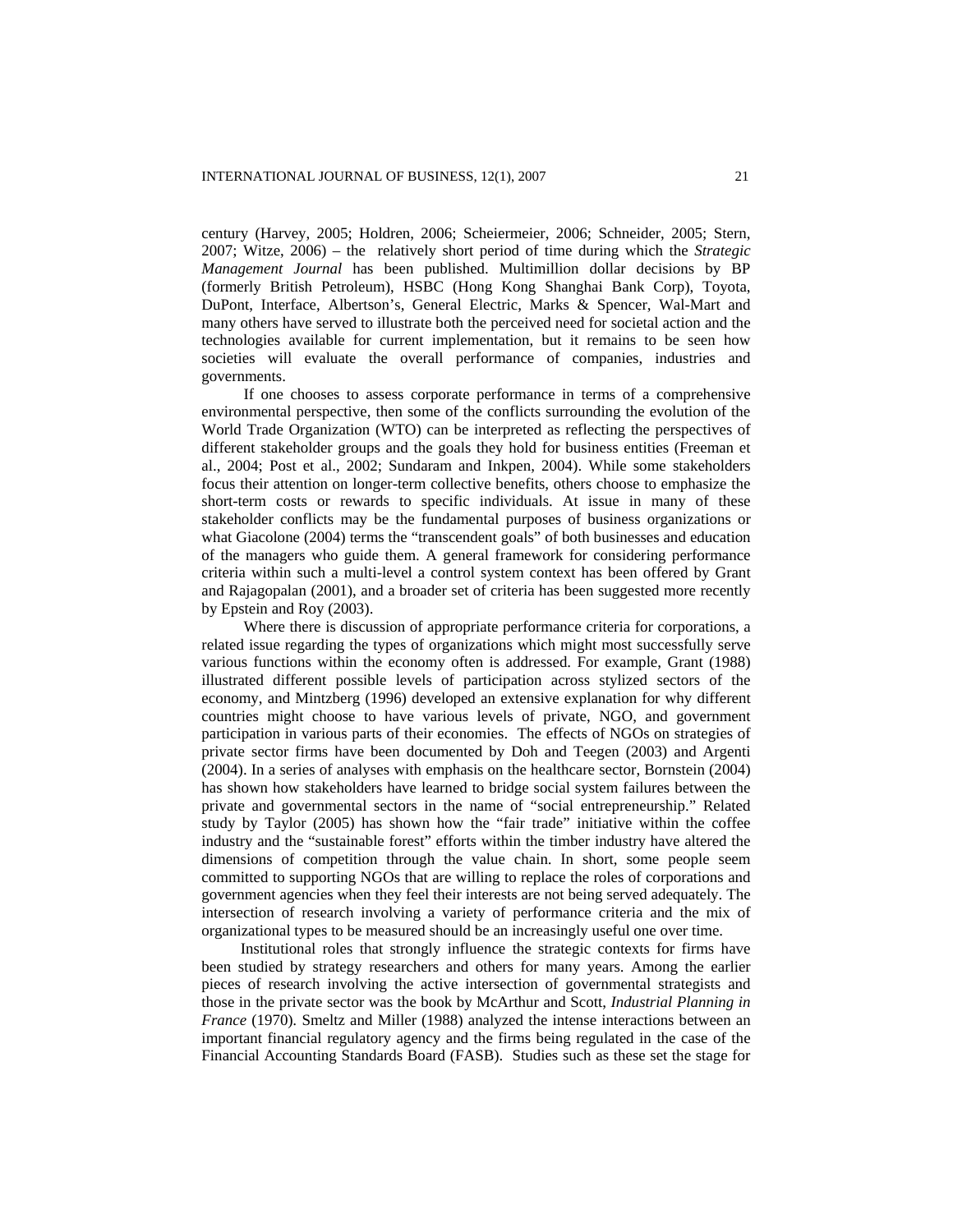century (Harvey, 2005; Holdren, 2006; Scheiermeier, 2006; Schneider, 2005; Stern, 2007; Witze, 2006) – the relatively short period of time during which the *Strategic Management Journal* has been published. Multimillion dollar decisions by BP (formerly British Petroleum), HSBC (Hong Kong Shanghai Bank Corp), Toyota, DuPont, Interface, Albertson's, General Electric, Marks & Spencer, Wal-Mart and many others have served to illustrate both the perceived need for societal action and the technologies available for current implementation, but it remains to be seen how societies will evaluate the overall performance of companies, industries and governments.

If one chooses to assess corporate performance in terms of a comprehensive environmental perspective, then some of the conflicts surrounding the evolution of the World Trade Organization (WTO) can be interpreted as reflecting the perspectives of different stakeholder groups and the goals they hold for business entities (Freeman et al., 2004; Post et al., 2002; Sundaram and Inkpen, 2004). While some stakeholders focus their attention on longer-term collective benefits, others choose to emphasize the short-term costs or rewards to specific individuals. At issue in many of these stakeholder conflicts may be the fundamental purposes of business organizations or what Giacolone (2004) terms the "transcendent goals" of both businesses and education of the managers who guide them. A general framework for considering performance criteria within such a multi-level a control system context has been offered by Grant and Rajagopalan (2001), and a broader set of criteria has been suggested more recently by Epstein and Roy (2003).

Where there is discussion of appropriate performance criteria for corporations, a related issue regarding the types of organizations which might most successfully serve various functions within the economy often is addressed. For example, Grant (1988) illustrated different possible levels of participation across stylized sectors of the economy, and Mintzberg (1996) developed an extensive explanation for why different countries might choose to have various levels of private, NGO, and government participation in various parts of their economies. The effects of NGOs on strategies of private sector firms have been documented by Doh and Teegen (2003) and Argenti (2004). In a series of analyses with emphasis on the healthcare sector, Bornstein (2004) has shown how stakeholders have learned to bridge social system failures between the private and governmental sectors in the name of "social entrepreneurship." Related study by Taylor (2005) has shown how the "fair trade" initiative within the coffee industry and the "sustainable forest" efforts within the timber industry have altered the dimensions of competition through the value chain. In short, some people seem committed to supporting NGOs that are willing to replace the roles of corporations and government agencies when they feel their interests are not being served adequately. The intersection of research involving a variety of performance criteria and the mix of organizational types to be measured should be an increasingly useful one over time.

Institutional roles that strongly influence the strategic contexts for firms have been studied by strategy researchers and others for many years. Among the earlier pieces of research involving the active intersection of governmental strategists and those in the private sector was the book by McArthur and Scott, *Industrial Planning in France* (1970). Smeltz and Miller (1988) analyzed the intense interactions between an important financial regulatory agency and the firms being regulated in the case of the Financial Accounting Standards Board (FASB). Studies such as these set the stage for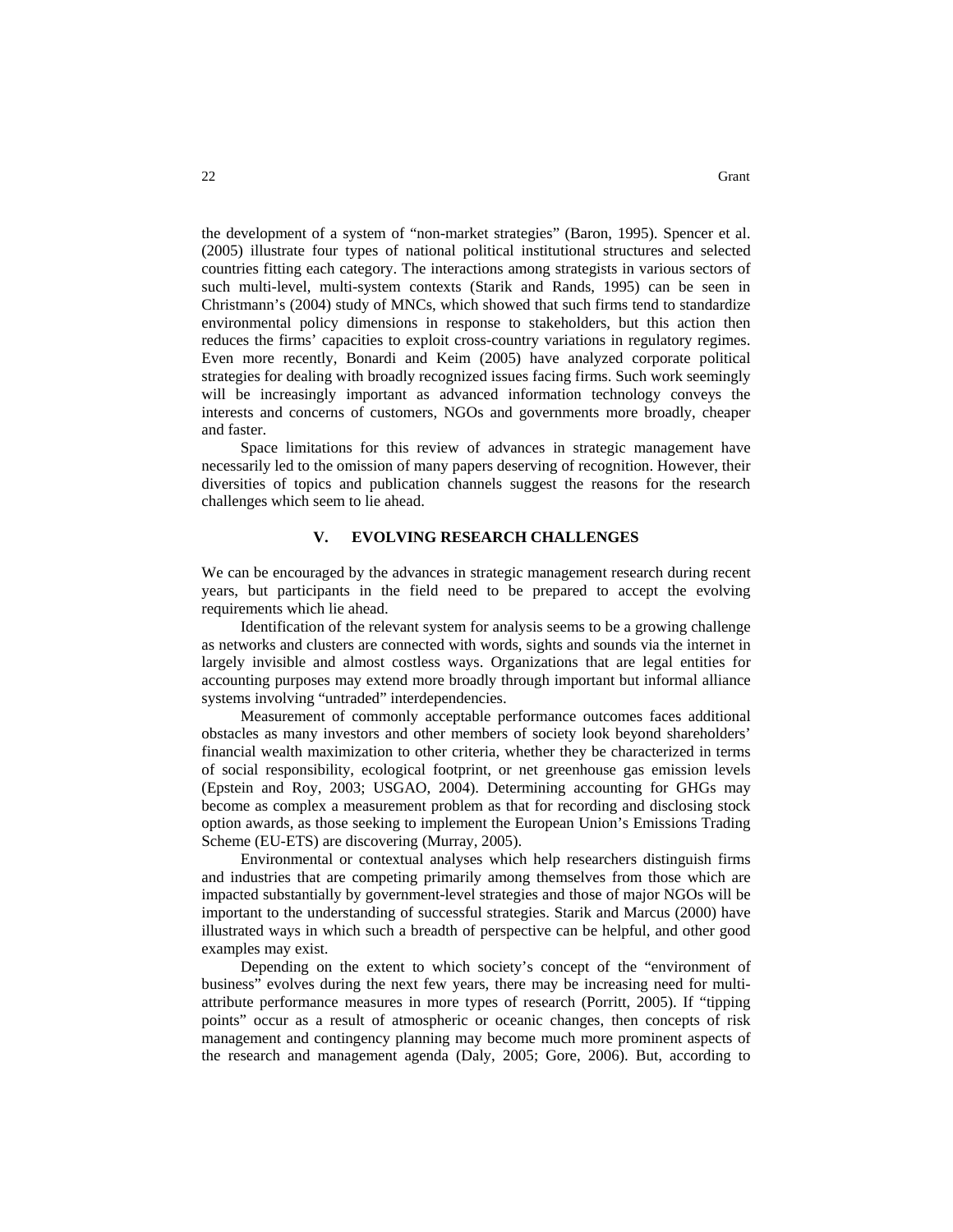the development of a system of "non-market strategies" (Baron, 1995). Spencer et al. (2005) illustrate four types of national political institutional structures and selected countries fitting each category. The interactions among strategists in various sectors of such multi-level, multi-system contexts (Starik and Rands, 1995) can be seen in Christmann's (2004) study of MNCs, which showed that such firms tend to standardize environmental policy dimensions in response to stakeholders, but this action then reduces the firms' capacities to exploit cross-country variations in regulatory regimes. Even more recently, Bonardi and Keim (2005) have analyzed corporate political strategies for dealing with broadly recognized issues facing firms. Such work seemingly will be increasingly important as advanced information technology conveys the interests and concerns of customers, NGOs and governments more broadly, cheaper and faster.

Space limitations for this review of advances in strategic management have necessarily led to the omission of many papers deserving of recognition. However, their diversities of topics and publication channels suggest the reasons for the research challenges which seem to lie ahead.

## V. EVOLVING RESEARCH CHALLENGES

We can be encouraged by the advances in strategic management research during recent years, but participants in the field need to be prepared to accept the evolving requirements which lie ahead.

Identification of the relevant system for analysis seems to be a growing challenge as networks and clusters are connected with words, sights and sounds via the internet in largely invisible and almost costless ways. Organizations that are legal entities for accounting purposes may extend more broadly through important but informal alliance systems involving "untraded" interdependencies.

Measurement of commonly acceptable performance outcomes faces additional obstacles as many investors and other members of society look beyond shareholders' financial wealth maximization to other criteria, whether they be characterized in terms of social responsibility, ecological footprint, or net greenhouse gas emission levels (Epstein and Roy, 2003; USGAO, 2004). Determining accounting for GHGs may become as complex a measurement problem as that for recording and disclosing stock option awards, as those seeking to implement the European Union's Emissions Trading Scheme (EU-ETS) are discovering (Murray, 2005).

Environmental or contextual analyses which help researchers distinguish firms and industries that are competing primarily among themselves from those which are impacted substantially by government-level strategies and those of major NGOs will be important to the understanding of successful strategies. Starik and Marcus (2000) have illustrated ways in which such a breadth of perspective can be helpful, and other good examples may exist.

Depending on the extent to which society's concept of the "environment of business" evolves during the next few years, there may be increasing need for multi-attribute performance measures in more types of research (Porritt, 2005). If "tipping points" occur as a result of atmospheric or oceanic changes, then concepts of risk management and contingency planning may become much more prominent aspects of the research and management agenda (Daly, 2005; Gore, 2006). But, according to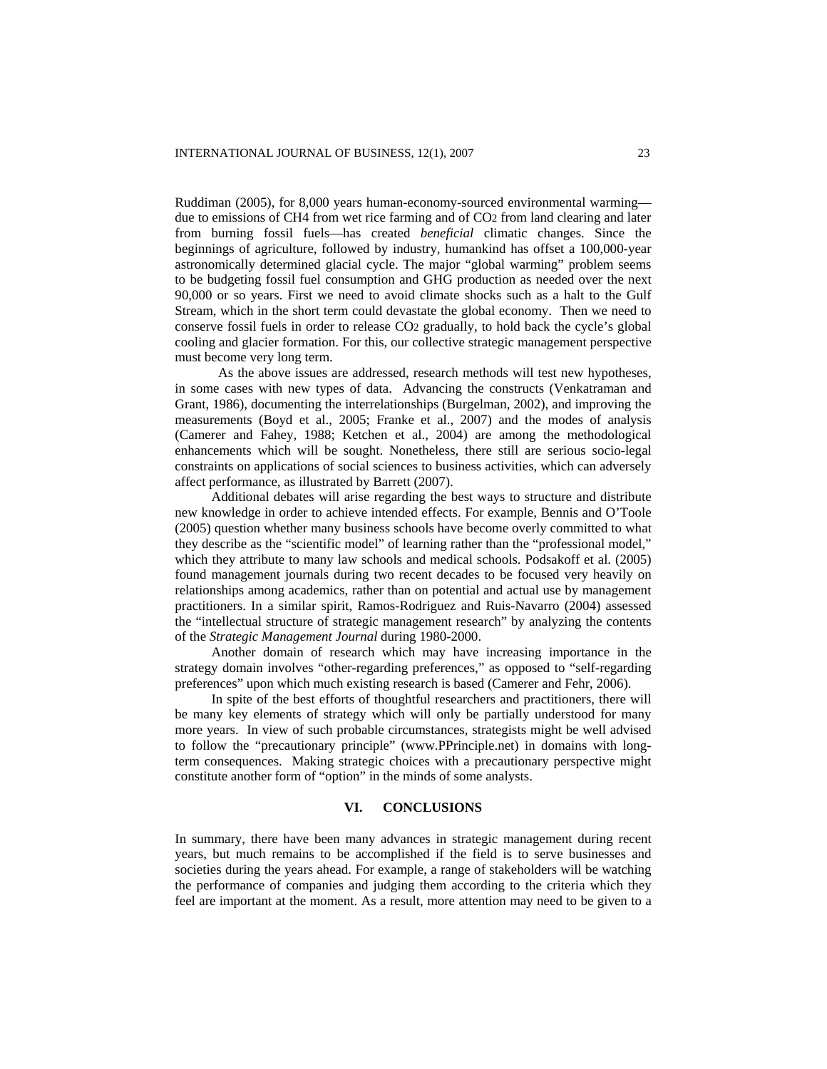Ruddiman (2005), for 8,000 years human-economy-sourced environmental warming—due to emissions of $CH_4$ from wet rice farming and of $CO_2$ from land clearing and later from burning fossil fuels—has created *beneficial* climatic changes. Since the beginnings of agriculture, followed by industry, humankind has offset a 100,000-year astronomically determined glacial cycle. The major "global warming" problem seems to be budgeting fossil fuel consumption and GHG production as needed over the next 90,000 or so years. First we need to avoid climate shocks such as a halt to the Gulf Stream, which in the short term could devastate the global economy. Then we need to conserve fossil fuels in order to release $CO_2$ gradually, to hold back the cycle's global cooling and glacier formation. For this, our collective strategic management perspective must become very long term.

As the above issues are addressed, research methods will test new hypotheses, in some cases with new types of data. Advancing the constructs (Venkatraman and Grant, 1986), documenting the interrelationships (Burgelman, 2002), and improving the measurements (Boyd et al., 2005; Franke et al., 2007) and the modes of analysis (Camerer and Fahey, 1988; Ketchen et al., 2004) are among the methodological enhancements which will be sought. Nonetheless, there still are serious socio-legal constraints on applications of social sciences to business activities, which can adversely affect performance, as illustrated by Barrett (2007).

Additional debates will arise regarding the best ways to structure and distribute new knowledge in order to achieve intended effects. For example, Bennis and O'Toole (2005) question whether many business schools have become overly committed to what they describe as the "scientific model" of learning rather than the "professional model," which they attribute to many law schools and medical schools. Podsakoff et al. (2005) found management journals during two recent decades to be focused very heavily on relationships among academics, rather than on potential and actual use by management practitioners. In a similar spirit, Ramos-Rodriguez and Ruis-Navarro (2004) assessed the "intellectual structure of strategic management research" by analyzing the contents of the *Strategic Management Journal* during 1980-2000.

Another domain of research which may have increasing importance in the strategy domain involves "other-regarding preferences," as opposed to "self-regarding preferences" upon which much existing research is based (Camerer and Fehr, 2006).

In spite of the best efforts of thoughtful researchers and practitioners, there will be many key elements of strategy which will only be partially understood for many more years. In view of such probable circumstances, strategists might be well advised to follow the "precautionary principle" (www.PPrinciple.net) in domains with long-term consequences. Making strategic choices with a precautionary perspective might constitute another form of "option" in the minds of some analysts.

## VI. CONCLUSIONS

In summary, there have been many advances in strategic management during recent years, but much remains to be accomplished if the field is to serve businesses and societies during the years ahead. For example, a range of stakeholders will be watching the performance of companies and judging them according to the criteria which they feel are important at the moment. As a result, more attention may need to be given to a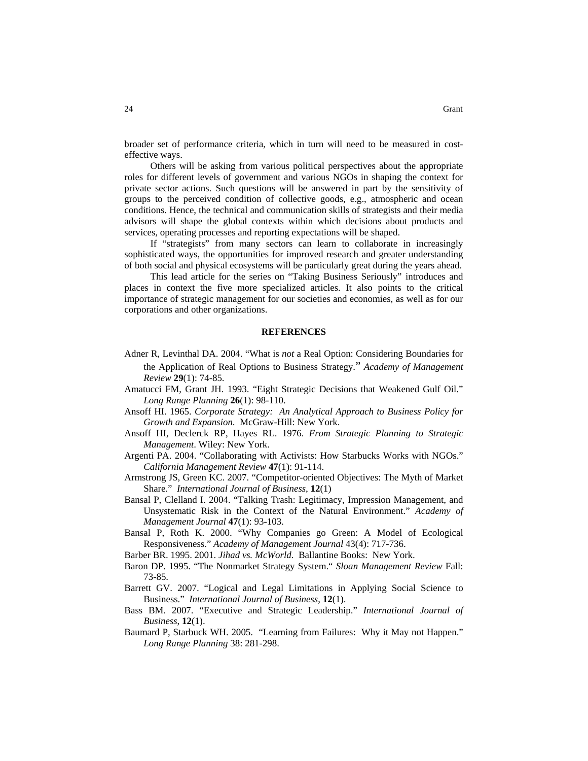broader set of performance criteria, which in turn will need to be measured in cost-effective ways.

Others will be asking from various political perspectives about the appropriate roles for different levels of government and various NGOs in shaping the context for private sector actions. Such questions will be answered in part by the sensitivity of groups to the perceived condition of collective goods, e.g., atmospheric and ocean conditions. Hence, the technical and communication skills of strategists and their media advisors will shape the global contexts within which decisions about products and services, operating processes and reporting expectations will be shaped.

If "strategists" from many sectors can learn to collaborate in increasingly sophisticated ways, the opportunities for improved research and greater understanding of both social and physical ecosystems will be particularly great during the years ahead.

This lead article for the series on "Taking Business Seriously" introduces and places in context the five more specialized articles. It also points to the critical importance of strategic management for our societies and economies, as well as for our corporations and other organizations.

## REFERENCES

Adner R, Levinthal DA. 2004. "What is *not* a Real Option: Considering Boundaries for the Application of Real Options to Business Strategy." *Academy of Management Review* **29**(1): 74-85.

Amatucci FM, Grant JH. 1993. "Eight Strategic Decisions that Weakened Gulf Oil." *Long Range Planning* **26**(1): 98-110.

Ansoff HI. 1965. *Corporate Strategy: An Analytical Approach to Business Policy for Growth and Expansion.* McGraw-Hill: New York.

Ansoff HI, Declerck RP, Hayes RL. 1976. *From Strategic Planning to Strategic Management*. Wiley: New York.

Argenti PA. 2004. "Collaborating with Activists: How Starbucks Works with NGOs." *California Management Review* **47**(1): 91-114.

Armstrong JS, Green KC. 2007. "Competitor-oriented Objectives: The Myth of Market Share." *International Journal of Business*, **12**(1)

Bansal P, Clelland I. 2004. "Talking Trash: Legitimacy, Impression Management, and Unsystematic Risk in the Context of the Natural Environment." *Academy of Management Journal* **47**(1): 93-103.

Bansal P, Roth K. 2000. "Why Companies go Green: A Model of Ecological Responsiveness." *Academy of Management Journal* 43(4): 717-736.

Barber BR. 1995. 2001. *Jihad vs. McWorld*. Ballantine Books: New York.

Baron DP. 1995. "The Nonmarket Strategy System." *Sloan Management Review* Fall: 73-85.

Barrett GV. 2007. "Logical and Legal Limitations in Applying Social Science to Business." *International Journal of Business*, **12**(1).

Bass BM. 2007. "Executive and Strategic Leadership." *International Journal of Business*, **12**(1).

Baumard P, Starbuck WH. 2005. "Learning from Failures: Why it May not Happen." *Long Range Planning* 38: 281-298.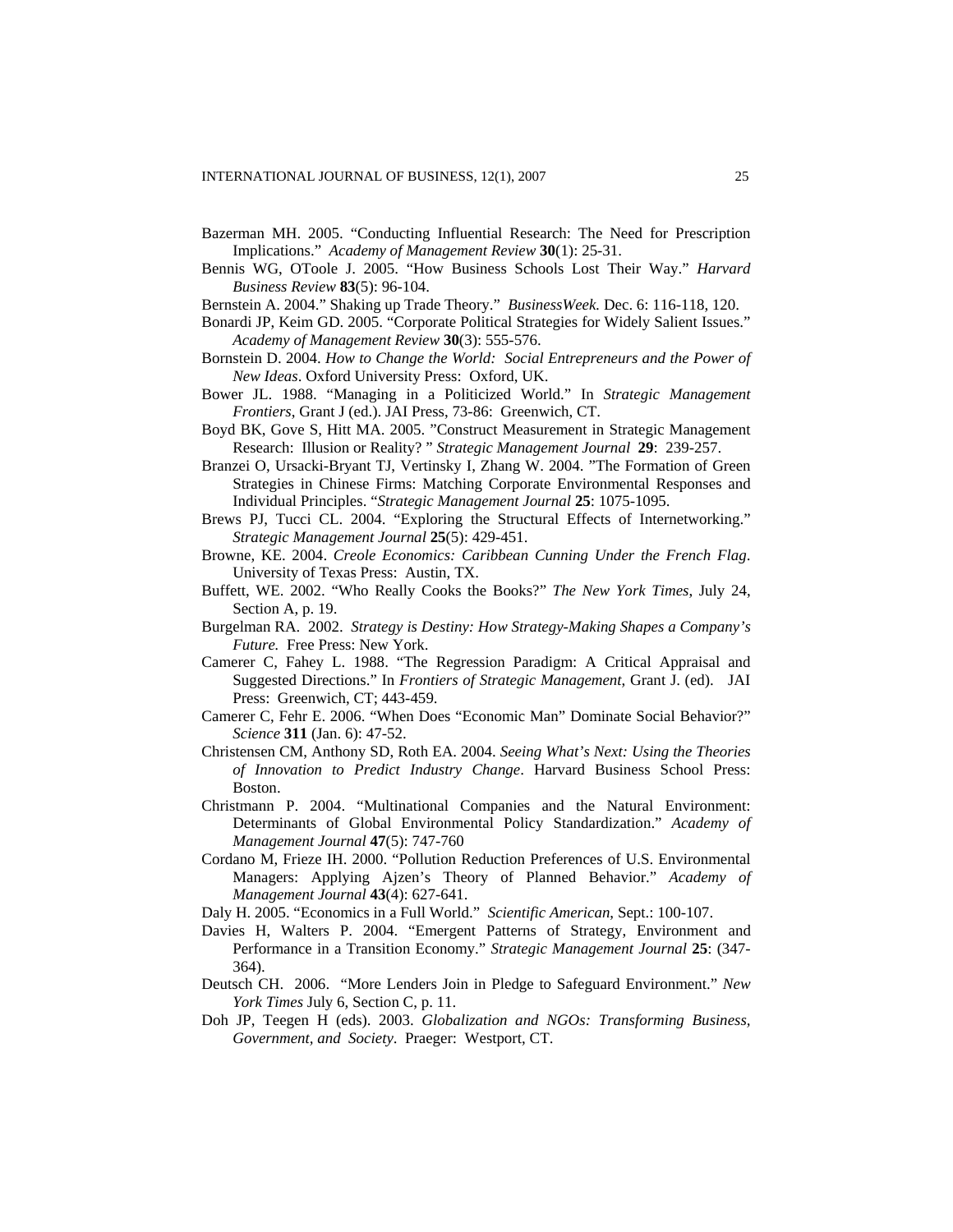Bazerman MH. 2005. "Conducting Influential Research: The Need for Prescription Implications." *Academy of Management Review* **30**(1): 25-31.

Bennis WG, OToole J. 2005. "How Business Schools Lost Their Way." *Harvard Business Review* **83**(5): 96-104.

Bernstein A. 2004." Shaking up Trade Theory." *BusinessWeek.* Dec. 6: 116-118, 120.

Bonardi JP, Keim GD. 2005. "Corporate Political Strategies for Widely Salient Issues." *Academy of Management Review* **30**(3): 555-576.

Bornstein D. 2004. *How to Change the World: Social Entrepreneurs and the Power of New Ideas*. Oxford University Press: Oxford, UK.

Bower JL. 1988. "Managing in a Politicized World." In *Strategic Management Frontiers*, Grant J (ed.). JAI Press, 73-86: Greenwich, CT.

Boyd BK, Gove S, Hitt MA. 2005. "Construct Measurement in Strategic Management Research: Illusion or Reality? " *Strategic Management Journal* **29**: 239-257.

Branzei O, Ursacki-Bryant TJ, Vertinsky I, Zhang W. 2004. "The Formation of Green Strategies in Chinese Firms: Matching Corporate Environmental Responses and Individual Principles. "*Strategic Management Journal* **25**: 1075-1095.

Brews PJ, Tucci CL. 2004. "Exploring the Structural Effects of Internetworking." *Strategic Management Journal* **25**(5): 429-451.

Browne, KE. 2004. *Creole Economics: Caribbean Cunning Under the French Flag*. University of Texas Press: Austin, TX.

Buffett, WE. 2002. "Who Really Cooks the Books?" *The New York Times*, July 24, Section A, p. 19.

Burgelman RA. 2002. *Strategy is Destiny: How Strategy-Making Shapes a Company's Future.* Free Press: New York.

Camerer C, Fahey L. 1988. "The Regression Paradigm: A Critical Appraisal and Suggested Directions." In *Frontiers of Strategic Management*, Grant J. (ed). JAI Press: Greenwich, CT; 443-459.

Camerer C, Fehr E. 2006. "When Does "Economic Man" Dominate Social Behavior?" *Science* **311** (Jan. 6): 47-52.

Christensen CM, Anthony SD, Roth EA. 2004. *Seeing What's Next: Using the Theories of Innovation to Predict Industry Change*. Harvard Business School Press: Boston.

Christmann P. 2004. "Multinational Companies and the Natural Environment: Determinants of Global Environmental Policy Standardization." *Academy of Management Journal* **47**(5): 747-760

Cordano M, Frieze IH. 2000. "Pollution Reduction Preferences of U.S. Environmental Managers: Applying Ajzen's Theory of Planned Behavior." *Academy of Management Journal* **43**(4): 627-641.

Daly H. 2005. "Economics in a Full World." *Scientific American*, Sept.: 100-107.

Davies H, Walters P. 2004. "Emergent Patterns of Strategy, Environment and Performance in a Transition Economy." *Strategic Management Journal* **25**: (347-364).

Deutsch CH. 2006. "More Lenders Join in Pledge to Safeguard Environment." *New York Times* July 6, Section C, p. 11.

Doh JP, Teegen H (eds). 2003. *Globalization and NGOs: Transforming Business, Government, and Society*. Praeger: Westport, CT.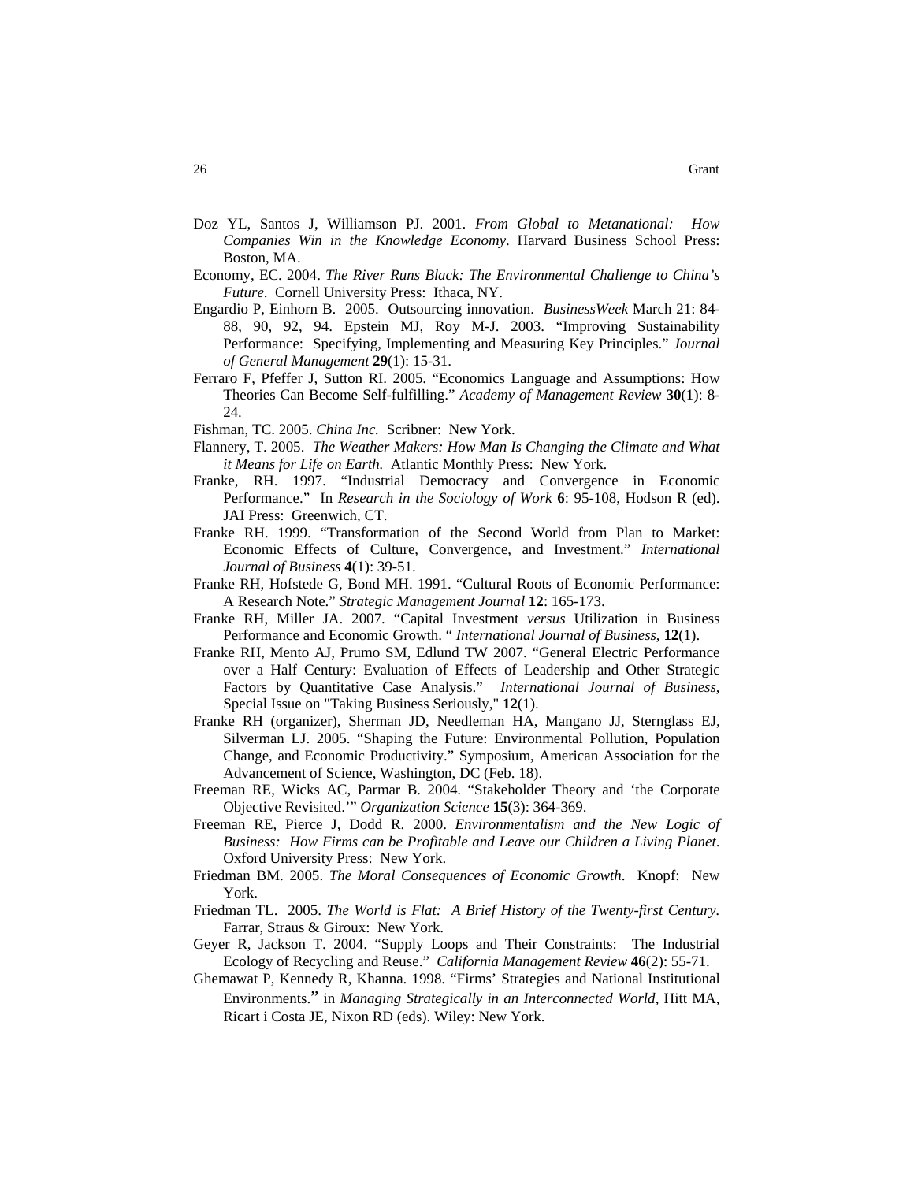Doz YL, Santos J, Williamson PJ. 2001. *From Global to Metanational: How Companies Win in the Knowledge Economy*. Harvard Business School Press: Boston, MA.

Economy, EC. 2004. *The River Runs Black: The Environmental Challenge to China's Future*. Cornell University Press: Ithaca, NY.

Engardio P, Einhorn B. 2005. Outsourcing innovation. *BusinessWeek* March 21: 84-88, 90, 92, 94. Epstein MJ, Roy M-J. 2003. "Improving Sustainability Performance: Specifying, Implementing and Measuring Key Principles." *Journal of General Management* **29**(1): 15-31.

Ferraro F, Pfeffer J, Sutton RI. 2005. "Economics Language and Assumptions: How Theories Can Become Self-fulfilling." *Academy of Management Review* **30**(1): 8-24.

Fishman, TC. 2005. *China Inc.* Scribner: New York.

Flannery, T. 2005. *The Weather Makers: How Man Is Changing the Climate and What it Means for Life on Earth.* Atlantic Monthly Press: New York.

Franke, RH. 1997. "Industrial Democracy and Convergence in Economic Performance." In *Research in the Sociology of Work* **6**: 95-108, Hodson R (ed). JAI Press: Greenwich, CT.

Franke RH. 1999. "Transformation of the Second World from Plan to Market: Economic Effects of Culture, Convergence, and Investment." *International Journal of Business* **4**(1): 39-51.

Franke RH, Hofstede G, Bond MH. 1991. "Cultural Roots of Economic Performance: A Research Note." *Strategic Management Journal* **12**: 165-173.

Franke RH, Miller JA. 2007. "Capital Investment *versus* Utilization in Business Performance and Economic Growth. " *International Journal of Business*, **12**(1).

Franke RH, Mento AJ, Prumo SM, Edlund TW 2007. "General Electric Performance over a Half Century: Evaluation of Effects of Leadership and Other Strategic Factors by Quantitative Case Analysis." *International Journal of Business*, Special Issue on "Taking Business Seriously," **12**(1).

Franke RH (organizer), Sherman JD, Needleman HA, Mangano JJ, Sternglass EJ, Silverman LJ. 2005. "Shaping the Future: Environmental Pollution, Population Change, and Economic Productivity." Symposium, American Association for the Advancement of Science, Washington, DC (Feb. 18).

Freeman RE, Wicks AC, Parmar B. 2004. "Stakeholder Theory and 'the Corporate Objective Revisited.'" *Organization Science* **15**(3): 364-369.

Freeman RE, Pierce J, Dodd R. 2000. *Environmentalism and the New Logic of Business: How Firms can be Profitable and Leave our Children a Living Planet*. Oxford University Press: New York.

Friedman BM. 2005. *The Moral Consequences of Economic Growth*. Knopf: New York.

Friedman TL. 2005. *The World is Flat: A Brief History of the Twenty-first Century.* Farrar, Straus & Giroux: New York.

Geyer R, Jackson T. 2004. "Supply Loops and Their Constraints: The Industrial Ecology of Recycling and Reuse." *California Management Review* **46**(2): 55-71.

Ghemawat P, Kennedy R, Khanna. 1998. "Firms' Strategies and National Institutional Environments." in *Managing Strategically in an Interconnected World*, Hitt MA, Ricart i Costa JE, Nixon RD (eds). Wiley: New York.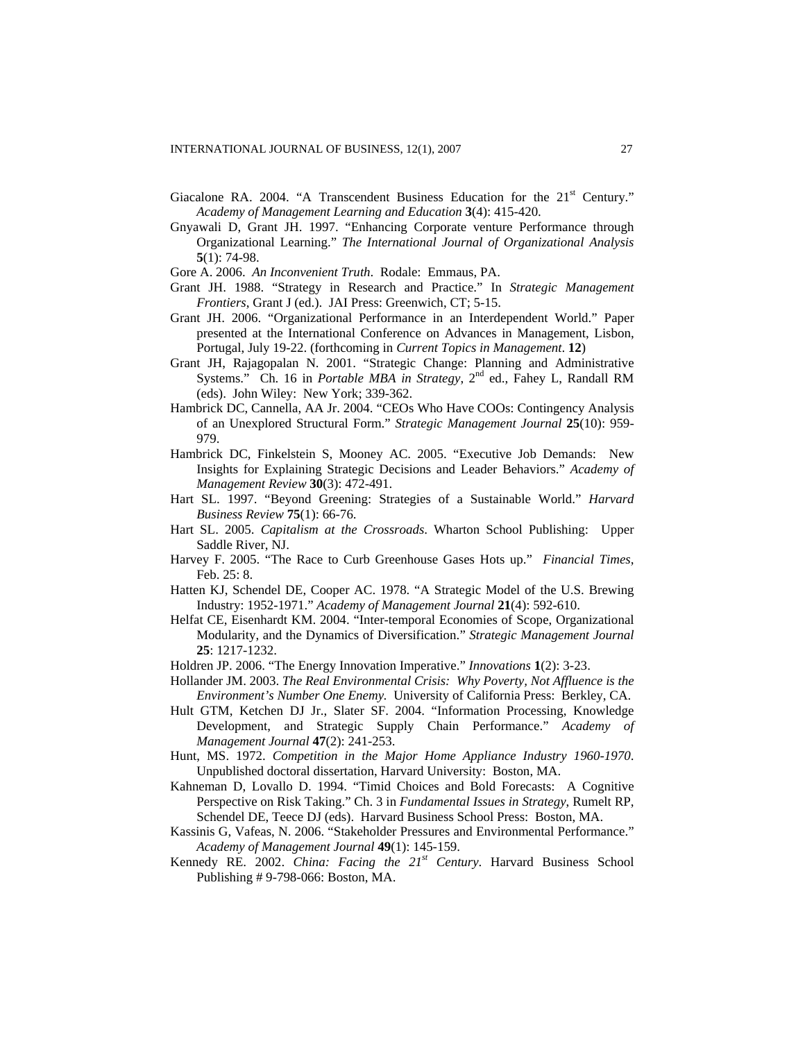Giacalone RA. 2004. "A Transcendent Business Education for the 21st Century." *Academy of Management Learning and Education* **3**(4): 415-420.

Gnyawali D, Grant JH. 1997. "Enhancing Corporate venture Performance through Organizational Learning." *The International Journal of Organizational Analysis* **5**(1): 74-98.

Gore A. 2006. *An Inconvenient Truth*. Rodale: Emmaus, PA.

Grant JH. 1988. "Strategy in Research and Practice." In *Strategic Management Frontiers*, Grant J (ed.). JAI Press: Greenwich, CT; 5-15.

Grant JH. 2006. "Organizational Performance in an Interdependent World." Paper presented at the International Conference on Advances in Management, Lisbon, Portugal, July 19-22. (forthcoming in *Current Topics in Management*. **12**)

Grant JH, Rajagopalan N. 2001. "Strategic Change: Planning and Administrative Systems." Ch. 16 in *Portable MBA in Strategy*, 2nd ed., Fahey L, Randall RM (eds). John Wiley: New York; 339-362.

Hambrick DC, Cannella, AA Jr. 2004. "CEOs Who Have COOs: Contingency Analysis of an Unexplored Structural Form." *Strategic Management Journal* **25**(10): 959-979.

Hambrick DC, Finkelstein S, Mooney AC. 2005. "Executive Job Demands: New Insights for Explaining Strategic Decisions and Leader Behaviors." *Academy of Management Review* **30**(3): 472-491.

Hart SL. 1997. "Beyond Greening: Strategies of a Sustainable World." *Harvard Business Review* **75**(1): 66-76.

Hart SL. 2005. *Capitalism at the Crossroads*. Wharton School Publishing: Upper Saddle River, NJ.

Harvey F. 2005. "The Race to Curb Greenhouse Gases Hots up." *Financial Times*, Feb. 25: 8.

Hatten KJ, Schendel DE, Cooper AC. 1978. "A Strategic Model of the U.S. Brewing Industry: 1952-1971." *Academy of Management Journal* **21**(4): 592-610.

Helfat CE, Eisenhardt KM. 2004. "Inter-temporal Economies of Scope, Organizational Modularity, and the Dynamics of Diversification." *Strategic Management Journal* **25**: 1217-1232.

Holdren JP. 2006. "The Energy Innovation Imperative." *Innovations* **1**(2): 3-23.

Hollander JM. 2003. *The Real Environmental Crisis: Why Poverty, Not Affluence is the Environment's Number One Enemy.* University of California Press: Berkley, CA.

Hult GTM, Ketchen DJ Jr., Slater SF. 2004. "Information Processing, Knowledge Development, and Strategic Supply Chain Performance." *Academy of Management Journal* **47**(2): 241-253.

Hunt, MS. 1972. *Competition in the Major Home Appliance Industry 1960-1970*. Unpublished doctoral dissertation, Harvard University: Boston, MA.

Kahneman D, Lovallo D. 1994. "Timid Choices and Bold Forecasts: A Cognitive Perspective on Risk Taking." Ch. 3 in *Fundamental Issues in Strategy*, Rumelt RP, Schendel DE, Teece DJ (eds). Harvard Business School Press: Boston, MA.

Kassinis G, Vafeas, N. 2006. "Stakeholder Pressures and Environmental Performance." *Academy of Management Journal* **49**(1): 145-159.

Kennedy RE. 2002. *China: Facing the 21st Century*. Harvard Business School Publishing # 9-798-066: Boston, MA.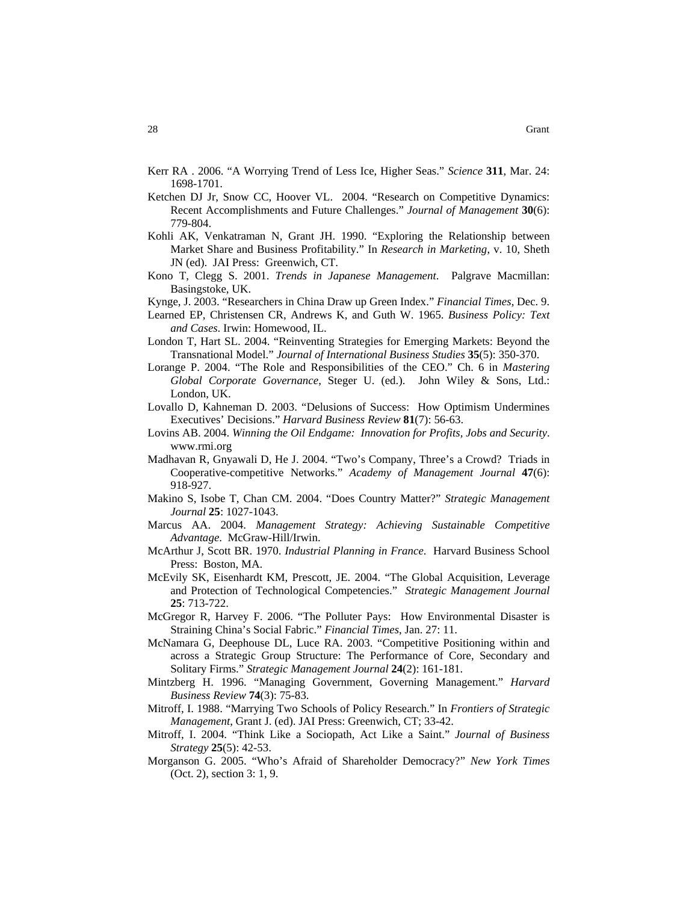Kerr RA . 2006. "A Worrying Trend of Less Ice, Higher Seas." *Science* **311**, Mar. 24: 1698-1701.

Ketchen DJ Jr, Snow CC, Hoover VL. 2004. "Research on Competitive Dynamics: Recent Accomplishments and Future Challenges." *Journal of Management* **30**(6): 779-804.

Kohli AK, Venkatraman N, Grant JH. 1990. "Exploring the Relationship between Market Share and Business Profitability." In *Research in Marketing*, v. 10, Sheth JN (ed). JAI Press: Greenwich, CT.

Kono T, Clegg S. 2001. *Trends in Japanese Management*. Palgrave Macmillan: Basingstoke, UK.

Kynge, J. 2003. "Researchers in China Draw up Green Index." *Financial Times*, Dec. 9.

Learned EP, Christensen CR, Andrews K, and Guth W. 1965. *Business Policy: Text and Cases*. Irwin: Homewood, IL.

London T, Hart SL. 2004. "Reinventing Strategies for Emerging Markets: Beyond the Transnational Model." *Journal of International Business Studies* **35**(5): 350-370.

Lorange P. 2004. "The Role and Responsibilities of the CEO." Ch. 6 in *Mastering Global Corporate Governance*, Steger U. (ed.). John Wiley & Sons, Ltd.: London, UK.

Lovallo D, Kahneman D. 2003. "Delusions of Success: How Optimism Undermines Executives' Decisions." *Harvard Business Review* **81**(7): 56-63.

Lovins AB. 2004. *Winning the Oil Endgame: Innovation for Profits, Jobs and Security*. www.rmi.org

Madhavan R, Gnyawali D, He J. 2004. "Two's Company, Three's a Crowd? Triads in Cooperative-competitive Networks." *Academy of Management Journal* **47**(6): 918-927.

Makino S, Isobe T, Chan CM. 2004. "Does Country Matter?" *Strategic Management Journal* **25**: 1027-1043.

Marcus AA. 2004. *Management Strategy: Achieving Sustainable Competitive Advantage*. McGraw-Hill/Irwin.

McArthur J, Scott BR. 1970. *Industrial Planning in France*. Harvard Business School Press: Boston, MA.

McEvily SK, Eisenhardt KM, Prescott, JE. 2004. "The Global Acquisition, Leverage and Protection of Technological Competencies." *Strategic Management Journal* **25**: 713-722.

McGregor R, Harvey F. 2006. "The Polluter Pays: How Environmental Disaster is Straining China's Social Fabric." *Financial Times*, Jan. 27: 11.

McNamara G, Deephouse DL, Luce RA. 2003. "Competitive Positioning within and across a Strategic Group Structure: The Performance of Core, Secondary and Solitary Firms." *Strategic Management Journal* **24**(2): 161-181.

Mintzberg H. 1996. "Managing Government, Governing Management." *Harvard Business Review* **74**(3): 75-83.

Mitroff, I. 1988. "Marrying Two Schools of Policy Research." In *Frontiers of Strategic Management*, Grant J. (ed). JAI Press: Greenwich, CT; 33-42.

Mitroff, I. 2004. "Think Like a Sociopath, Act Like a Saint." *Journal of Business Strategy* **25**(5): 42-53.

Morganson G. 2005. "Who's Afraid of Shareholder Democracy?" *New York Times* (Oct. 2), section 3: 1, 9.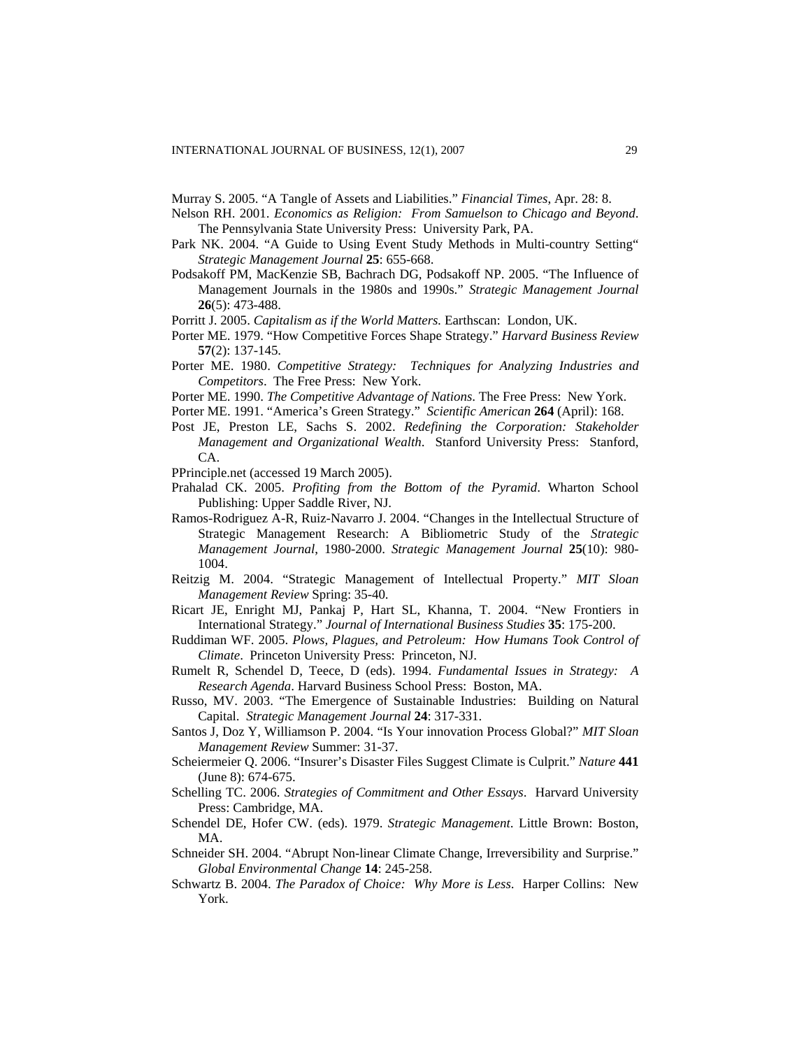Murray S. 2005. "A Tangle of Assets and Liabilities." *Financial Times*, Apr. 28: 8.

Nelson RH. 2001. *Economics as Religion: From Samuelson to Chicago and Beyond*. The Pennsylvania State University Press: University Park, PA.

Park NK. 2004. "A Guide to Using Event Study Methods in Multi-country Setting" *Strategic Management Journal* **25**: 655-668.

Podsakoff PM, MacKenzie SB, Bachrach DG, Podsakoff NP. 2005. "The Influence of Management Journals in the 1980s and 1990s." *Strategic Management Journal* **26**(5): 473-488.

Porritt J. 2005. *Capitalism as if the World Matters*. Earthscan: London, UK.

Porter ME. 1979. "How Competitive Forces Shape Strategy." *Harvard Business Review* **57**(2): 137-145.

Porter ME. 1980. *Competitive Strategy: Techniques for Analyzing Industries and Competitors*. The Free Press: New York.

Porter ME. 1990. *The Competitive Advantage of Nations*. The Free Press: New York.

Porter ME. 1991. "America's Green Strategy." *Scientific American* **264** (April): 168.

Post JE, Preston LE, Sachs S. 2002. *Redefining the Corporation: Stakeholder Management and Organizational Wealth*. Stanford University Press: Stanford, CA.

PPrinciple.net (accessed 19 March 2005).

Prahalad CK. 2005. *Profiting from the Bottom of the Pyramid*. Wharton School Publishing: Upper Saddle River, NJ.

Ramos-Rodriguez A-R, Ruiz-Navarro J. 2004. "Changes in the Intellectual Structure of Strategic Management Research: A Bibliometric Study of the *Strategic Management Journal*, 1980-2000. *Strategic Management Journal* **25**(10): 980-1004.

Reitzig M. 2004. "Strategic Management of Intellectual Property." *MIT Sloan Management Review* Spring: 35-40.

Ricart JE, Enright MJ, Pankaj P, Hart SL, Khanna, T. 2004. "New Frontiers in International Strategy." *Journal of International Business Studies* **35**: 175-200.

Ruddiman WF. 2005. *Plows, Plagues, and Petroleum: How Humans Took Control of Climate*. Princeton University Press: Princeton, NJ.

Rumelt R, Schendel D, Teece, D (eds). 1994. *Fundamental Issues in Strategy: A Research Agenda*. Harvard Business School Press: Boston, MA.

Russo, MV. 2003. "The Emergence of Sustainable Industries: Building on Natural Capital. *Strategic Management Journal* **24**: 317-331.

Santos J, Doz Y, Williamson P. 2004. "Is Your innovation Process Global?" *MIT Sloan Management Review* Summer: 31-37.

Scheiermeier Q. 2006. "Insurer's Disaster Files Suggest Climate is Culprit." *Nature* **441** (June 8): 674-675.

Schelling TC. 2006. *Strategies of Commitment and Other Essays*. Harvard University Press: Cambridge, MA.

Schendel DE, Hofer CW. (eds). 1979. *Strategic Management*. Little Brown: Boston, MA.

Schneider SH. 2004. "Abrupt Non-linear Climate Change, Irreversibility and Surprise." *Global Environmental Change* **14**: 245-258.

Schwartz B. 2004. *The Paradox of Choice: Why More is Less*. Harper Collins: New York.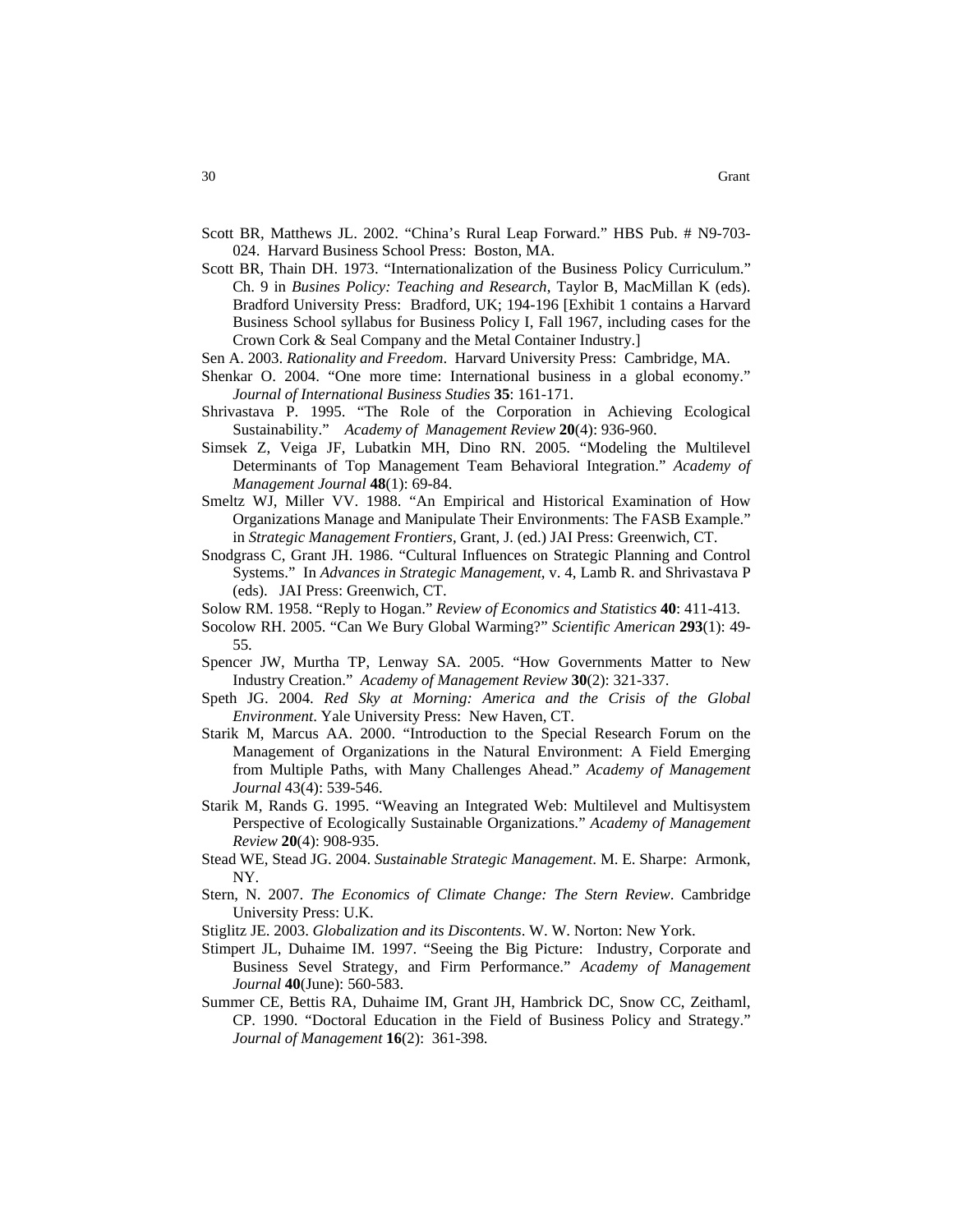Scott BR, Matthews JL. 2002. "China's Rural Leap Forward." HBS Pub. # N9-703-024. Harvard Business School Press: Boston, MA.

Scott BR, Thain DH. 1973. "Internationalization of the Business Policy Curriculum." Ch. 9 in *Busines Policy: Teaching and Research*, Taylor B, MacMillan K (eds). Bradford University Press: Bradford, UK; 194-196 [Exhibit 1 contains a Harvard Business School syllabus for Business Policy I, Fall 1967, including cases for the Crown Cork & Seal Company and the Metal Container Industry.]

Sen A. 2003. *Rationality and Freedom*. Harvard University Press: Cambridge, MA.

Shenkar O. 2004. "One more time: International business in a global economy." *Journal of International Business Studies* **35**: 161-171.

Shrivastava P. 1995. "The Role of the Corporation in Achieving Ecological Sustainability." *Academy of Management Review* **20**(4): 936-960.

Simsek Z, Veiga JF, Lubatkin MH, Dino RN. 2005. "Modeling the Multilevel Determinants of Top Management Team Behavioral Integration." *Academy of Management Journal* **48**(1): 69-84.

Smeltz WJ, Miller VV. 1988. "An Empirical and Historical Examination of How Organizations Manage and Manipulate Their Environments: The FASB Example." in *Strategic Management Frontiers*, Grant, J. (ed.) JAI Press: Greenwich, CT.

Snodgrass C, Grant JH. 1986. "Cultural Influences on Strategic Planning and Control Systems." In *Advances in Strategic Management*, v. 4, Lamb R. and Shrivastava P (eds). JAI Press: Greenwich, CT.

Solow RM. 1958. "Reply to Hogan." *Review of Economics and Statistics* **40**: 411-413.

Socolow RH. 2005. "Can We Bury Global Warming?" *Scientific American* **293**(1): 49-55.

Spencer JW, Murtha TP, Lenway SA. 2005. "How Governments Matter to New Industry Creation." *Academy of Management Review* **30**(2): 321-337.

Speth JG. 2004. *Red Sky at Morning: America and the Crisis of the Global Environment*. Yale University Press: New Haven, CT.

Starik M, Marcus AA. 2000. "Introduction to the Special Research Forum on the Management of Organizations in the Natural Environment: A Field Emerging from Multiple Paths, with Many Challenges Ahead." *Academy of Management Journal* 43(4): 539-546.

Starik M, Rands G. 1995. "Weaving an Integrated Web: Multilevel and Multisystem Perspective of Ecologically Sustainable Organizations." *Academy of Management Review* **20**(4): 908-935.

Stead WE, Stead JG. 2004. *Sustainable Strategic Management*. M. E. Sharpe: Armonk, NY.

Stern, N. 2007. *The Economics of Climate Change: The Stern Review*. Cambridge University Press: U.K.

Stiglitz JE. 2003. *Globalization and its Discontents*. W. W. Norton: New York.

Stimpert JL, Duhaime IM. 1997. "Seeing the Big Picture: Industry, Corporate and Business Sevel Strategy, and Firm Performance." *Academy of Management Journal* **40**(June): 560-583.

Summer CE, Bettis RA, Duhaime IM, Grant JH, Hambrick DC, Snow CC, Zeithaml, CP. 1990. "Doctoral Education in the Field of Business Policy and Strategy." *Journal of Management* **16**(2): 361-398.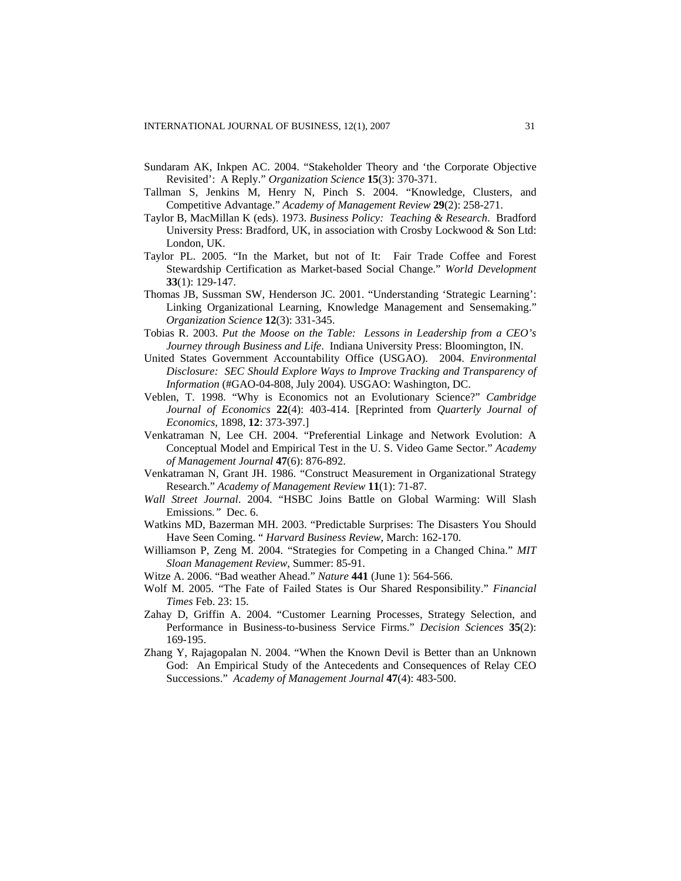Sundaram AK, Inkpen AC. 2004. "Stakeholder Theory and 'the Corporate Objective Revisited': A Reply." *Organization Science* **15**(3): 370-371.

Tallman S, Jenkins M, Henry N, Pinch S. 2004. "Knowledge, Clusters, and Competitive Advantage." *Academy of Management Review* **29**(2): 258-271.

Taylor B, MacMillan K (eds). 1973. *Business Policy: Teaching & Research*. Bradford University Press: Bradford, UK, in association with Crosby Lockwood & Son Ltd: London, UK.

Taylor PL. 2005. "In the Market, but not of It: Fair Trade Coffee and Forest Stewardship Certification as Market-based Social Change." *World Development* **33**(1): 129-147.

Thomas JB, Sussman SW, Henderson JC. 2001. "Understanding 'Strategic Learning': Linking Organizational Learning, Knowledge Management and Sensemaking." *Organization Science* **12**(3): 331-345.

Tobias R. 2003. *Put the Moose on the Table: Lessons in Leadership from a CEO's Journey through Business and Life*. Indiana University Press: Bloomington, IN.

United States Government Accountability Office (USGAO). 2004. *Environmental Disclosure: SEC Should Explore Ways to Improve Tracking and Transparency of Information* (#GAO-04-808, July 2004)*.* USGAO: Washington, DC.

Veblen, T. 1998. "Why is Economics not an Evolutionary Science?" *Cambridge Journal of Economics* **22**(4): 403-414. [Reprinted from *Quarterly Journal of Economics*, 1898, **12**: 373-397.]

Venkatraman N, Lee CH. 2004. "Preferential Linkage and Network Evolution: A Conceptual Model and Empirical Test in the U. S. Video Game Sector." *Academy of Management Journal* **47**(6): 876-892.

Venkatraman N, Grant JH. 1986. "Construct Measurement in Organizational Strategy Research." *Academy of Management Review* **11**(1): 71-87.

*Wall Street Journal*. 2004. "HSBC Joins Battle on Global Warming: Will Slash Emissions*."* Dec. 6.

Watkins MD, Bazerman MH. 2003. "Predictable Surprises: The Disasters You Should Have Seen Coming. " *Harvard Business Review*, March: 162-170.

Williamson P, Zeng M. 2004. "Strategies for Competing in a Changed China." *MIT Sloan Management Review*, Summer: 85-91.

Witze A. 2006. "Bad weather Ahead." *Nature* **441** (June 1): 564-566.

Wolf M. 2005. "The Fate of Failed States is Our Shared Responsibility." *Financial Times* Feb. 23: 15.

Zahay D, Griffin A. 2004. "Customer Learning Processes, Strategy Selection, and Performance in Business-to-business Service Firms." *Decision Sciences* **35**(2): 169-195.

Zhang Y, Rajagopalan N. 2004. "When the Known Devil is Better than an Unknown God: An Empirical Study of the Antecedents and Consequences of Relay CEO Successions." *Academy of Management Journal* **47**(4): 483-500.